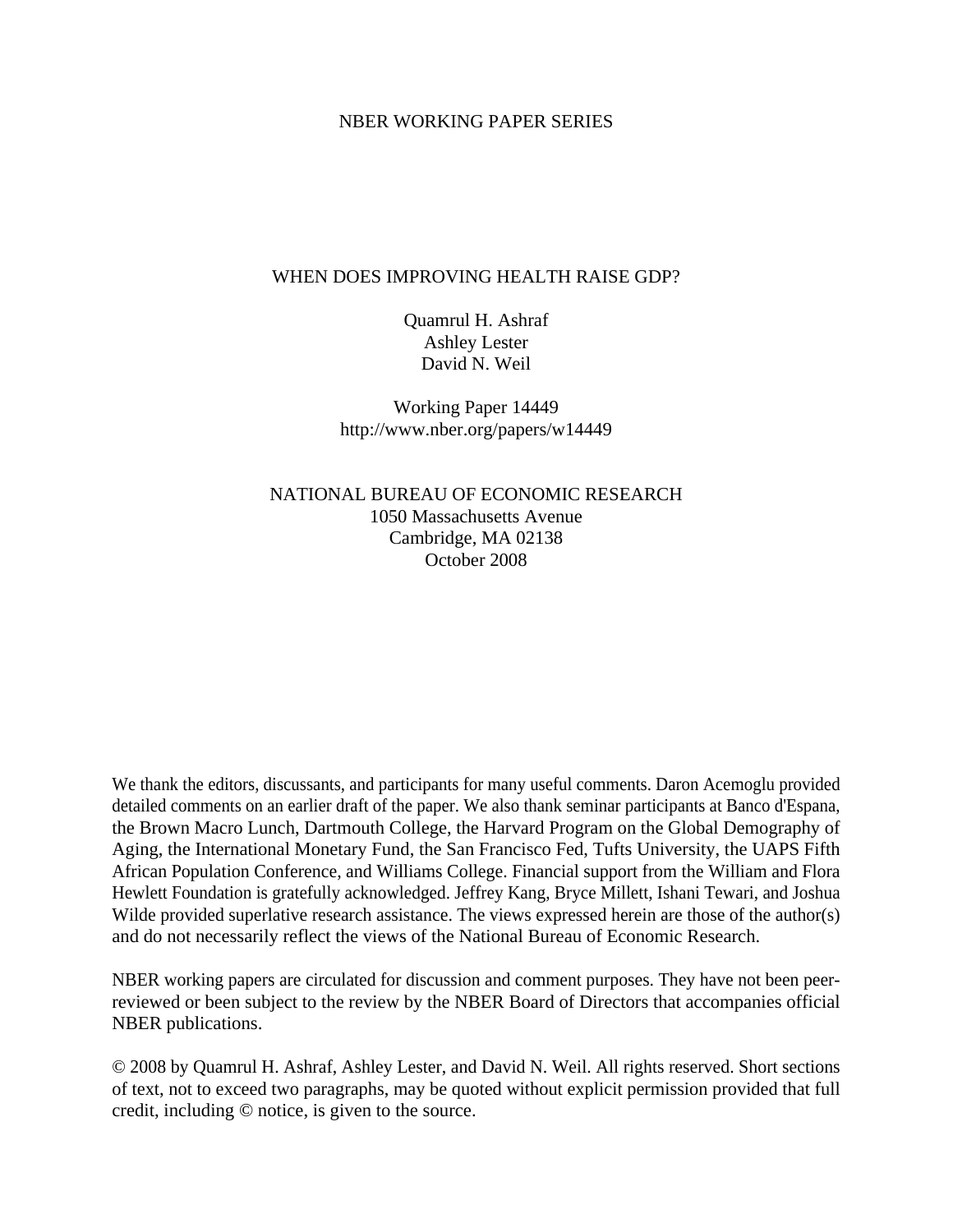NBER WORKING PAPER SERIES

# WHEN DOES IMPROVING HEALTH RAISE GDP?

Quamrul H. Ashraf
Ashley Lester
David N. Weil

Working Paper 14449
http://www.nber.org/papers/w14449

NATIONAL BUREAU OF ECONOMIC RESEARCH
1050 Massachusetts Avenue
Cambridge, MA 02138
October 2008

We thank the editors, discussants, and participants for many useful comments. Daron Acemoglu provided detailed comments on an earlier draft of the paper. We also thank seminar participants at Banco d'Espana, the Brown Macro Lunch, Dartmouth College, the Harvard Program on the Global Demography of Aging, the International Monetary Fund, the San Francisco Fed, Tufts University, the UAPS Fifth African Population Conference, and Williams College. Financial support from the William and Flora Hewlett Foundation is gratefully acknowledged. Jeffrey Kang, Bryce Millett, Ishani Tewari, and Joshua Wilde provided superlative research assistance. The views expressed herein are those of the author(s) and do not necessarily reflect the views of the National Bureau of Economic Research.

NBER working papers are circulated for discussion and comment purposes. They have not been peer-reviewed or been subject to the review by the NBER Board of Directors that accompanies official NBER publications.

© 2008 by Quamrul H. Ashraf, Ashley Lester, and David N. Weil. All rights reserved. Short sections of text, not to exceed two paragraphs, may be quoted without explicit permission provided that full credit, including © notice, is given to the source.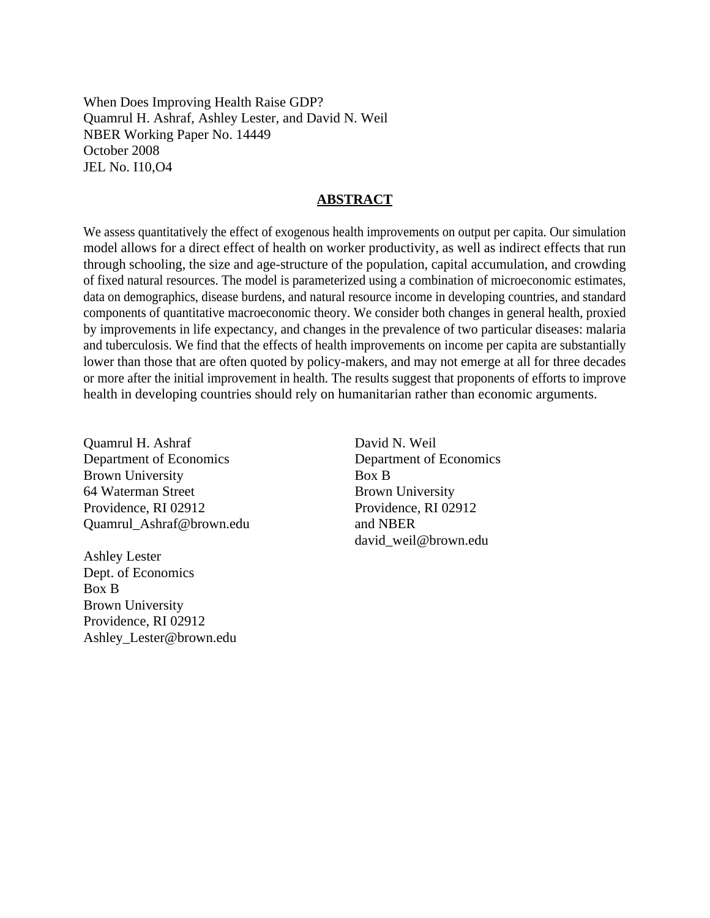When Does Improving Health Raise GDP?
Quamrul H. Ashraf, Ashley Lester, and David N. Weil
NBER Working Paper No. 14449
October 2008
JEL No. I10,O4

## ABSTRACT

We assess quantitatively the effect of exogenous health improvements on output per capita. Our simulation model allows for a direct effect of health on worker productivity, as well as indirect effects that run through schooling, the size and age-structure of the population, capital accumulation, and crowding of fixed natural resources. The model is parameterized using a combination of microeconomic estimates, data on demographics, disease burdens, and natural resource income in developing countries, and standard components of quantitative macroeconomic theory. We consider both changes in general health, proxied by improvements in life expectancy, and changes in the prevalence of two particular diseases: malaria and tuberculosis. We find that the effects of health improvements on income per capita are substantially lower than those that are often quoted by policy-makers, and may not emerge at all for three decades or more after the initial improvement in health. The results suggest that proponents of efforts to improve health in developing countries should rely on humanitarian rather than economic arguments.

Quamrul H. Ashraf
Department of Economics
Brown University
64 Waterman Street
Providence, RI 02912
Quamrul_Ashraf@brown.edu

Ashley Lester
Dept. of Economics
Box B
Brown University
Providence, RI 02912
Ashley_Lester@brown.edu

David N. Weil
Department of Economics
Box B
Brown University
Providence, RI 02912
and NBER
david_weil@brown.edu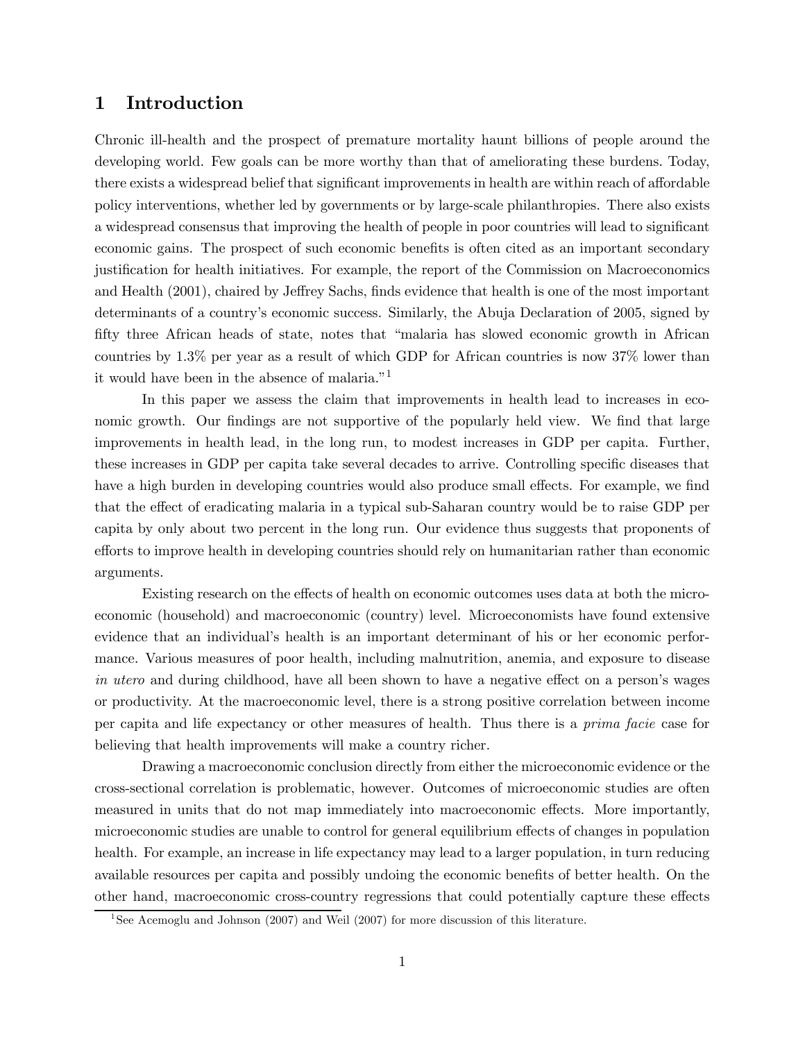# 1 Introduction

Chronic ill-health and the prospect of premature mortality haunt billions of people around the developing world. Few goals can be more worthy than that of ameliorating these burdens. Today, there exists a widespread belief that significant improvements in health are within reach of affordable policy interventions, whether led by governments or by large-scale philanthropies. There also exists a widespread consensus that improving the health of people in poor countries will lead to significant economic gains. The prospect of such economic benefits is often cited as an important secondary justification for health initiatives. For example, the report of the Commission on Macroeconomics and Health (2001), chaired by Jeffrey Sachs, finds evidence that health is one of the most important determinants of a country's economic success. Similarly, the Abuja Declaration of 2005, signed by fifty three African heads of state, notes that "malaria has slowed economic growth in African countries by 1.3% per year as a result of which GDP for African countries is now 37% lower than it would have been in the absence of malaria."[1]

In this paper we assess the claim that improvements in health lead to increases in economic growth. Our findings are not supportive of the popularly held view. We find that large improvements in health lead, in the long run, to modest increases in GDP per capita. Further, these increases in GDP per capita take several decades to arrive. Controlling specific diseases that have a high burden in developing countries would also produce small effects. For example, we find that the effect of eradicating malaria in a typical sub-Saharan country would be to raise GDP per capita by only about two percent in the long run. Our evidence thus suggests that proponents of efforts to improve health in developing countries should rely on humanitarian rather than economic arguments.

Existing research on the effects of health on economic outcomes uses data at both the microeconomic (household) and macroeconomic (country) level. Microeconomists have found extensive evidence that an individual's health is an important determinant of his or her economic performance. Various measures of poor health, including malnutrition, anemia, and exposure to disease *in utero* and during childhood, have all been shown to have a negative effect on a person's wages or productivity. At the macroeconomic level, there is a strong positive correlation between income per capita and life expectancy or other measures of health. Thus there is a *prima facie* case for believing that health improvements will make a country richer.

Drawing a macroeconomic conclusion directly from either the microeconomic evidence or the cross-sectional correlation is problematic, however. Outcomes of microeconomic studies are often measured in units that do not map immediately into macroeconomic effects. More importantly, microeconomic studies are unable to control for general equilibrium effects of changes in population health. For example, an increase in life expectancy may lead to a larger population, in turn reducing available resources per capita and possibly undoing the economic benefits of better health. On the other hand, macroeconomic cross-country regressions that could potentially capture these effects

[1] See Acemoglu and Johnson (2007) and Weil (2007) for more discussion of this literature.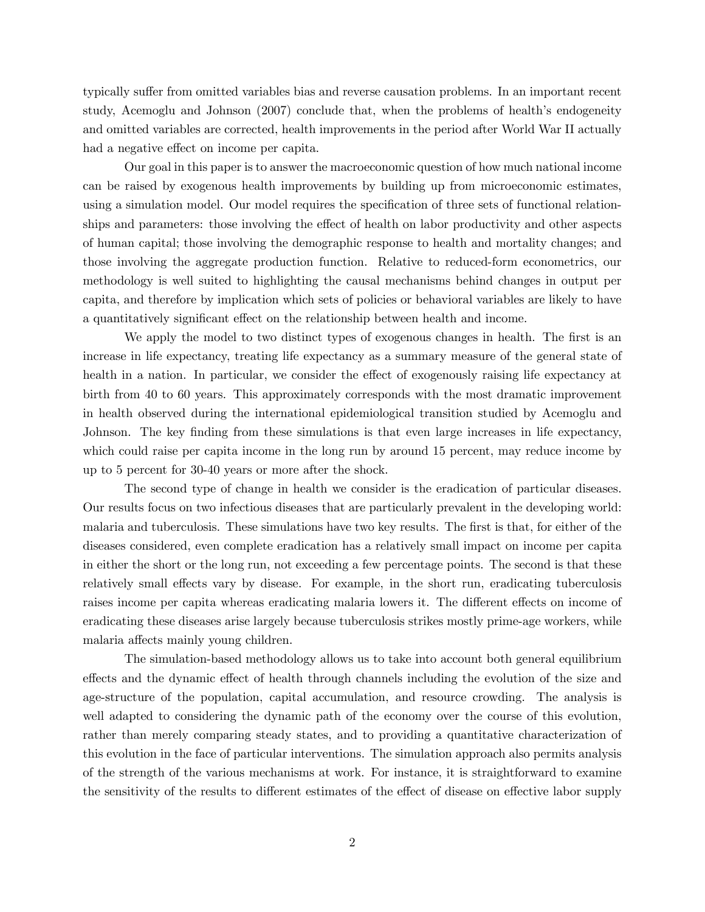typically suffer from omitted variables bias and reverse causation problems. In an important recent study, Acemoglu and Johnson (2007) conclude that, when the problems of health's endogeneity and omitted variables are corrected, health improvements in the period after World War II actually had a negative effect on income per capita.

Our goal in this paper is to answer the macroeconomic question of how much national income can be raised by exogenous health improvements by building up from microeconomic estimates, using a simulation model. Our model requires the specification of three sets of functional relationships and parameters: those involving the effect of health on labor productivity and other aspects of human capital; those involving the demographic response to health and mortality changes; and those involving the aggregate production function. Relative to reduced-form econometrics, our methodology is well suited to highlighting the causal mechanisms behind changes in output per capita, and therefore by implication which sets of policies or behavioral variables are likely to have a quantitatively significant effect on the relationship between health and income.

We apply the model to two distinct types of exogenous changes in health. The first is an increase in life expectancy, treating life expectancy as a summary measure of the general state of health in a nation. In particular, we consider the effect of exogenously raising life expectancy at birth from 40 to 60 years. This approximately corresponds with the most dramatic improvement in health observed during the international epidemiological transition studied by Acemoglu and Johnson. The key finding from these simulations is that even large increases in life expectancy, which could raise per capita income in the long run by around 15 percent, may reduce income by up to 5 percent for 30-40 years or more after the shock.

The second type of change in health we consider is the eradication of particular diseases. Our results focus on two infectious diseases that are particularly prevalent in the developing world: malaria and tuberculosis. These simulations have two key results. The first is that, for either of the diseases considered, even complete eradication has a relatively small impact on income per capita in either the short or the long run, not exceeding a few percentage points. The second is that these relatively small effects vary by disease. For example, in the short run, eradicating tuberculosis raises income per capita whereas eradicating malaria lowers it. The different effects on income of eradicating these diseases arise largely because tuberculosis strikes mostly prime-age workers, while malaria affects mainly young children.

The simulation-based methodology allows us to take into account both general equilibrium effects and the dynamic effect of health through channels including the evolution of the size and age-structure of the population, capital accumulation, and resource crowding. The analysis is well adapted to considering the dynamic path of the economy over the course of this evolution, rather than merely comparing steady states, and to providing a quantitative characterization of this evolution in the face of particular interventions. The simulation approach also permits analysis of the strength of the various mechanisms at work. For instance, it is straightforward to examine the sensitivity of the results to different estimates of the effect of disease on effective labor supply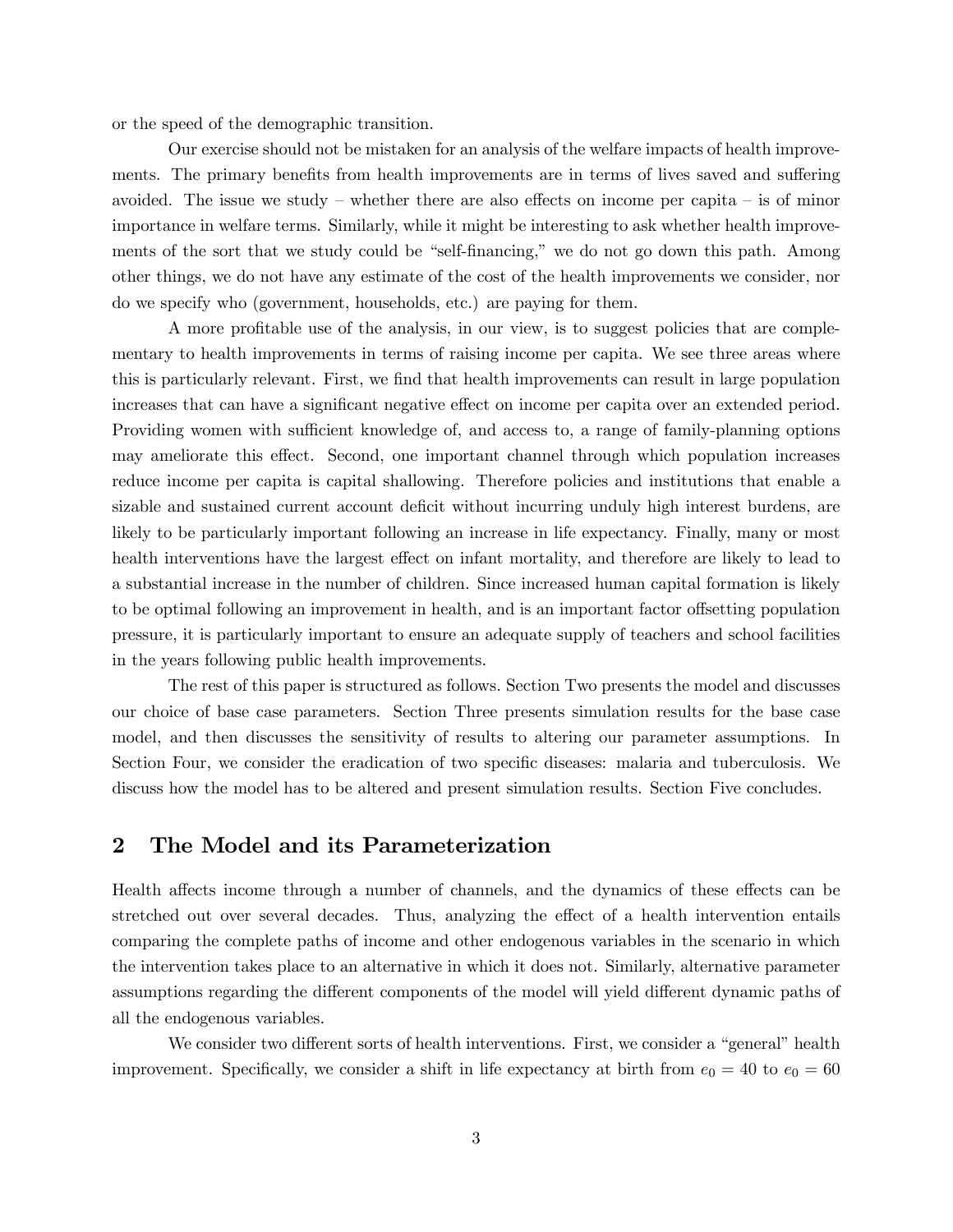or the speed of the demographic transition.

Our exercise should not be mistaken for an analysis of the welfare impacts of health improvements. The primary benefits from health improvements are in terms of lives saved and suffering avoided. The issue we study – whether there are also effects on income per capita – is of minor importance in welfare terms. Similarly, while it might be interesting to ask whether health improvements of the sort that we study could be "self-financing," we do not go down this path. Among other things, we do not have any estimate of the cost of the health improvements we consider, nor do we specify who (government, households, etc.) are paying for them.

A more profitable use of the analysis, in our view, is to suggest policies that are complementary to health improvements in terms of raising income per capita. We see three areas where this is particularly relevant. First, we find that health improvements can result in large population increases that can have a significant negative effect on income per capita over an extended period. Providing women with sufficient knowledge of, and access to, a range of family-planning options may ameliorate this effect. Second, one important channel through which population increases reduce income per capita is capital shallowing. Therefore policies and institutions that enable a sizable and sustained current account deficit without incurring unduly high interest burdens, are likely to be particularly important following an increase in life expectancy. Finally, many or most health interventions have the largest effect on infant mortality, and therefore are likely to lead to a substantial increase in the number of children. Since increased human capital formation is likely to be optimal following an improvement in health, and is an important factor offsetting population pressure, it is particularly important to ensure an adequate supply of teachers and school facilities in the years following public health improvements.

The rest of this paper is structured as follows. Section Two presents the model and discusses our choice of base case parameters. Section Three presents simulation results for the base case model, and then discusses the sensitivity of results to altering our parameter assumptions. In Section Four, we consider the eradication of two specific diseases: malaria and tuberculosis. We discuss how the model has to be altered and present simulation results. Section Five concludes.

## 2 The Model and its Parameterization

Health affects income through a number of channels, and the dynamics of these effects can be stretched out over several decades. Thus, analyzing the effect of a health intervention entails comparing the complete paths of income and other endogenous variables in the scenario in which the intervention takes place to an alternative in which it does not. Similarly, alternative parameter assumptions regarding the different components of the model will yield different dynamic paths of all the endogenous variables.

We consider two different sorts of health interventions. First, we consider a "general" health improvement. Specifically, we consider a shift in life expectancy at birth from $e_0 = 40$ to $e_0 = 60$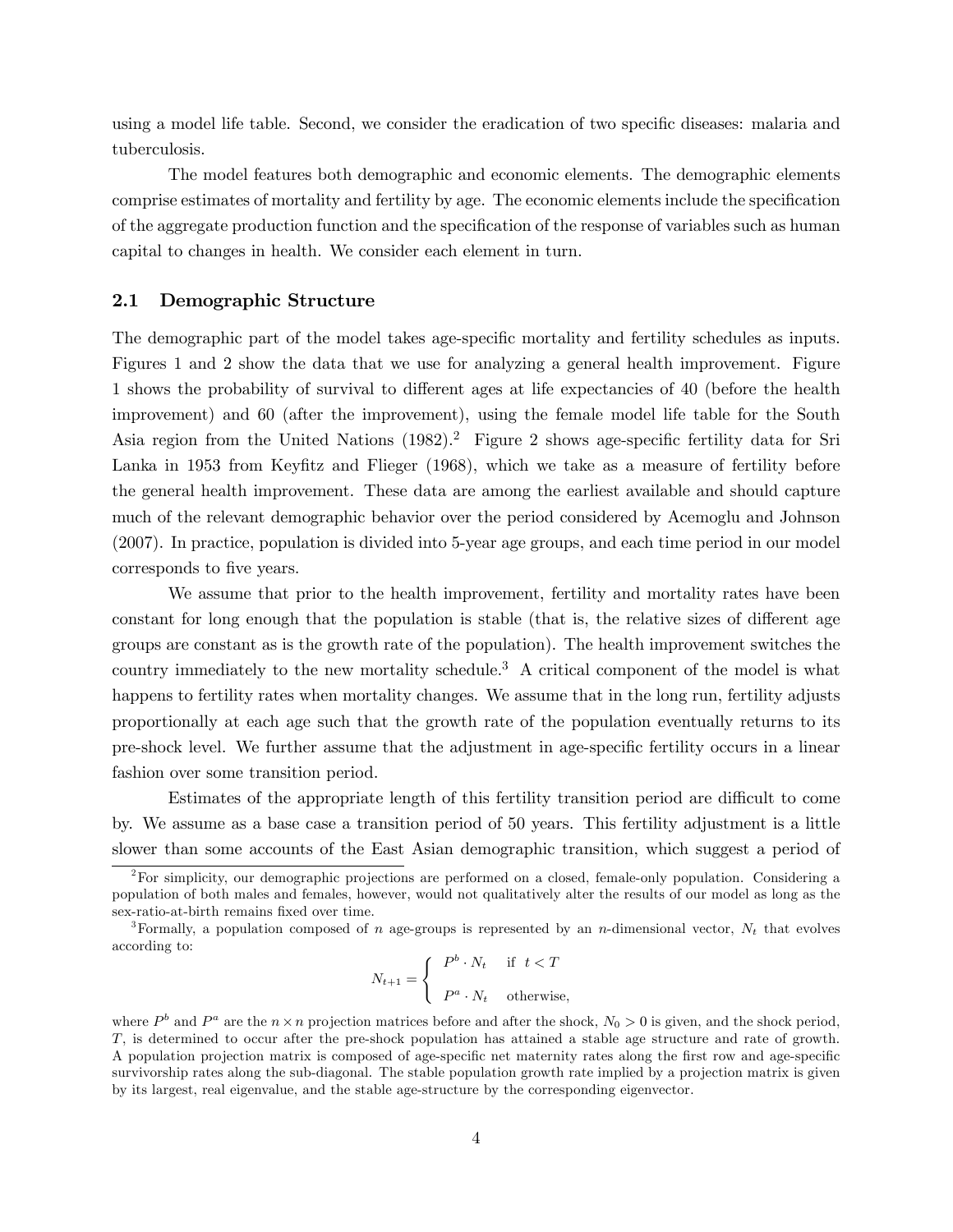using a model life table. Second, we consider the eradication of two specific diseases: malaria and tuberculosis.

The model features both demographic and economic elements. The demographic elements comprise estimates of mortality and fertility by age. The economic elements include the specification of the aggregate production function and the specification of the response of variables such as human capital to changes in health. We consider each element in turn.

## 2.1 Demographic Structure

The demographic part of the model takes age-specific mortality and fertility schedules as inputs. Figures 1 and 2 show the data that we use for analyzing a general health improvement. Figure 1 shows the probability of survival to different ages at life expectancies of 40 (before the health improvement) and 60 (after the improvement), using the female model life table for the South Asia region from the United Nations (1982).[2] Figure 2 shows age-specific fertility data for Sri Lanka in 1953 from Keyfitz and Flieger (1968), which we take as a measure of fertility before the general health improvement. These data are among the earliest available and should capture much of the relevant demographic behavior over the period considered by Acemoglu and Johnson (2007). In practice, population is divided into 5-year age groups, and each time period in our model corresponds to five years.

We assume that prior to the health improvement, fertility and mortality rates have been constant for long enough that the population is stable (that is, the relative sizes of different age groups are constant as is the growth rate of the population). The health improvement switches the country immediately to the new mortality schedule.[3] A critical component of the model is what happens to fertility rates when mortality changes. We assume that in the long run, fertility adjusts proportionally at each age such that the growth rate of the population eventually returns to its pre-shock level. We further assume that the adjustment in age-specific fertility occurs in a linear fashion over some transition period.

Estimates of the appropriate length of this fertility transition period are difficult to come by. We assume as a base case a transition period of 50 years. This fertility adjustment is a little slower than some accounts of the East Asian demographic transition, which suggest a period of

---

[2] For simplicity, our demographic projections are performed on a closed, female-only population. Considering a population of both males and females, however, would not qualitatively alter the results of our model as long as the sex-ratio-at-birth remains fixed over time.

[3] Formally, a population composed of $n$ age-groups is represented by an $n$-dimensional vector, $N_t$ that evolves according to:

$$N_{t+1} = \begin{cases} P^b \cdot N_t & \text{if } t < T \\ P^a \cdot N_t & \text{otherwise,} \end{cases}$$

where $P^b$ and $P^a$ are the $n \times n$ projection matrices before and after the shock, $N_0 > 0$ is given, and the shock period, $T$, is determined to occur after the pre-shock population has attained a stable age structure and rate of growth. A population projection matrix is composed of age-specific net maternity rates along the first row and age-specific survivorship rates along the sub-diagonal. The stable population growth rate implied by a projection matrix is given by its largest, real eigenvalue, and the stable age-structure by the corresponding eigenvector.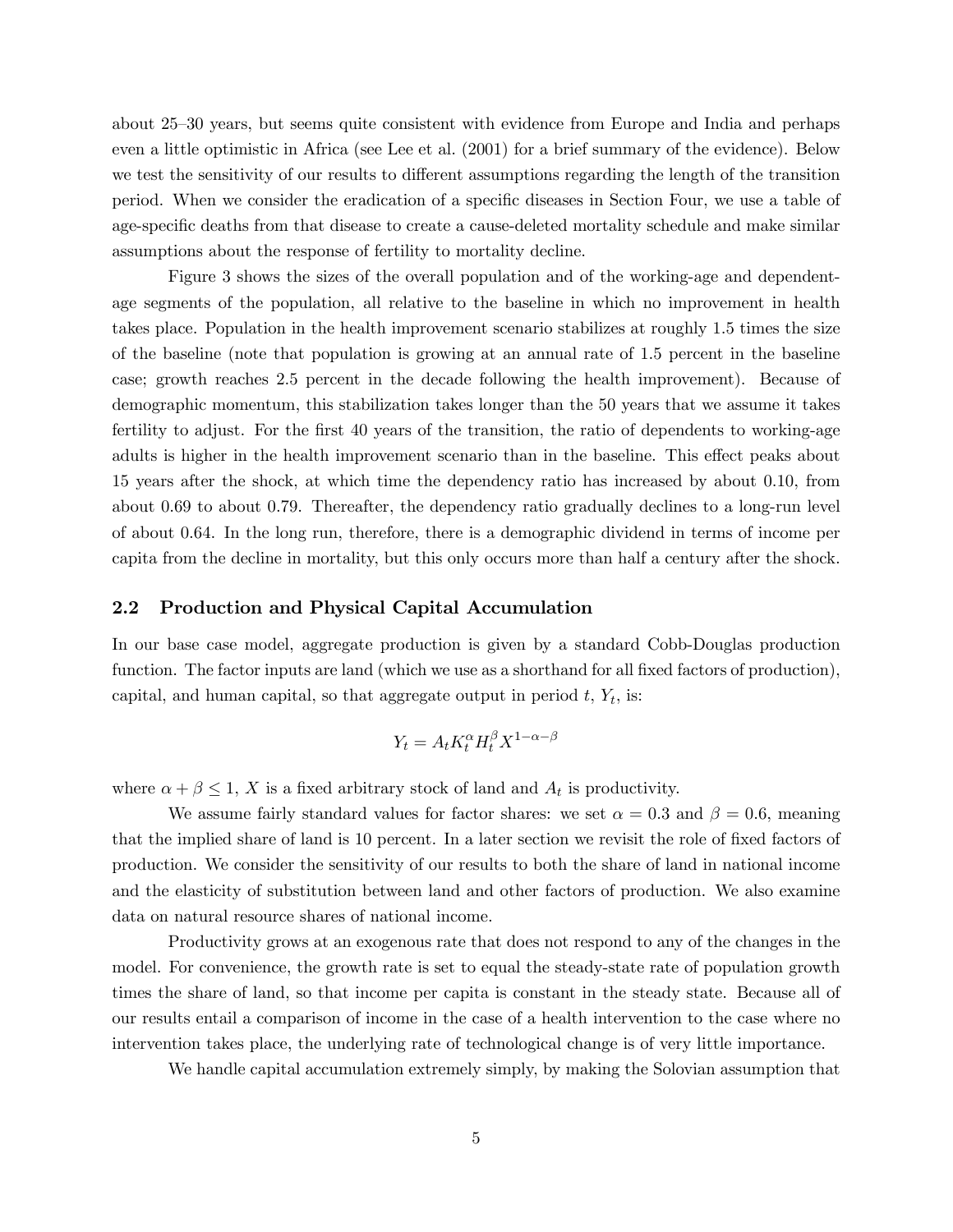about 25–30 years, but seems quite consistent with evidence from Europe and India and perhaps even a little optimistic in Africa (see Lee et al. (2001) for a brief summary of the evidence). Below we test the sensitivity of our results to different assumptions regarding the length of the transition period. When we consider the eradication of a specific diseases in Section Four, we use a table of age-specific deaths from that disease to create a cause-deleted mortality schedule and make similar assumptions about the response of fertility to mortality decline.

Figure 3 shows the sizes of the overall population and of the working-age and dependent-age segments of the population, all relative to the baseline in which no improvement in health takes place. Population in the health improvement scenario stabilizes at roughly 1.5 times the size of the baseline (note that population is growing at an annual rate of 1.5 percent in the baseline case; growth reaches 2.5 percent in the decade following the health improvement). Because of demographic momentum, this stabilization takes longer than the 50 years that we assume it takes fertility to adjust. For the first 40 years of the transition, the ratio of dependents to working-age adults is higher in the health improvement scenario than in the baseline. This effect peaks about 15 years after the shock, at which time the dependency ratio has increased by about 0.10, from about 0.69 to about 0.79. Thereafter, the dependency ratio gradually declines to a long-run level of about 0.64. In the long run, therefore, there is a demographic dividend in terms of income per capita from the decline in mortality, but this only occurs more than half a century after the shock.

## 2.2 Production and Physical Capital Accumulation

In our base case model, aggregate production is given by a standard Cobb-Douglas production function. The factor inputs are land (which we use as a shorthand for all fixed factors of production), capital, and human capital, so that aggregate output in period $t$, $Y_t$, is:

$$Y_t = A_t K_t^{\alpha} H_t^{\beta} X^{1-\alpha-\beta}$$

where $\alpha + \beta \leq 1$, $X$ is a fixed arbitrary stock of land and $A_t$ is productivity.

We assume fairly standard values for factor shares: we set $\alpha = 0.3$ and $\beta = 0.6$, meaning that the implied share of land is 10 percent. In a later section we revisit the role of fixed factors of production. We consider the sensitivity of our results to both the share of land in national income and the elasticity of substitution between land and other factors of production. We also examine data on natural resource shares of national income.

Productivity grows at an exogenous rate that does not respond to any of the changes in the model. For convenience, the growth rate is set to equal the steady-state rate of population growth times the share of land, so that income per capita is constant in the steady state. Because all of our results entail a comparison of income in the case of a health intervention to the case where no intervention takes place, the underlying rate of technological change is of very little importance.

We handle capital accumulation extremely simply, by making the Solovian assumption that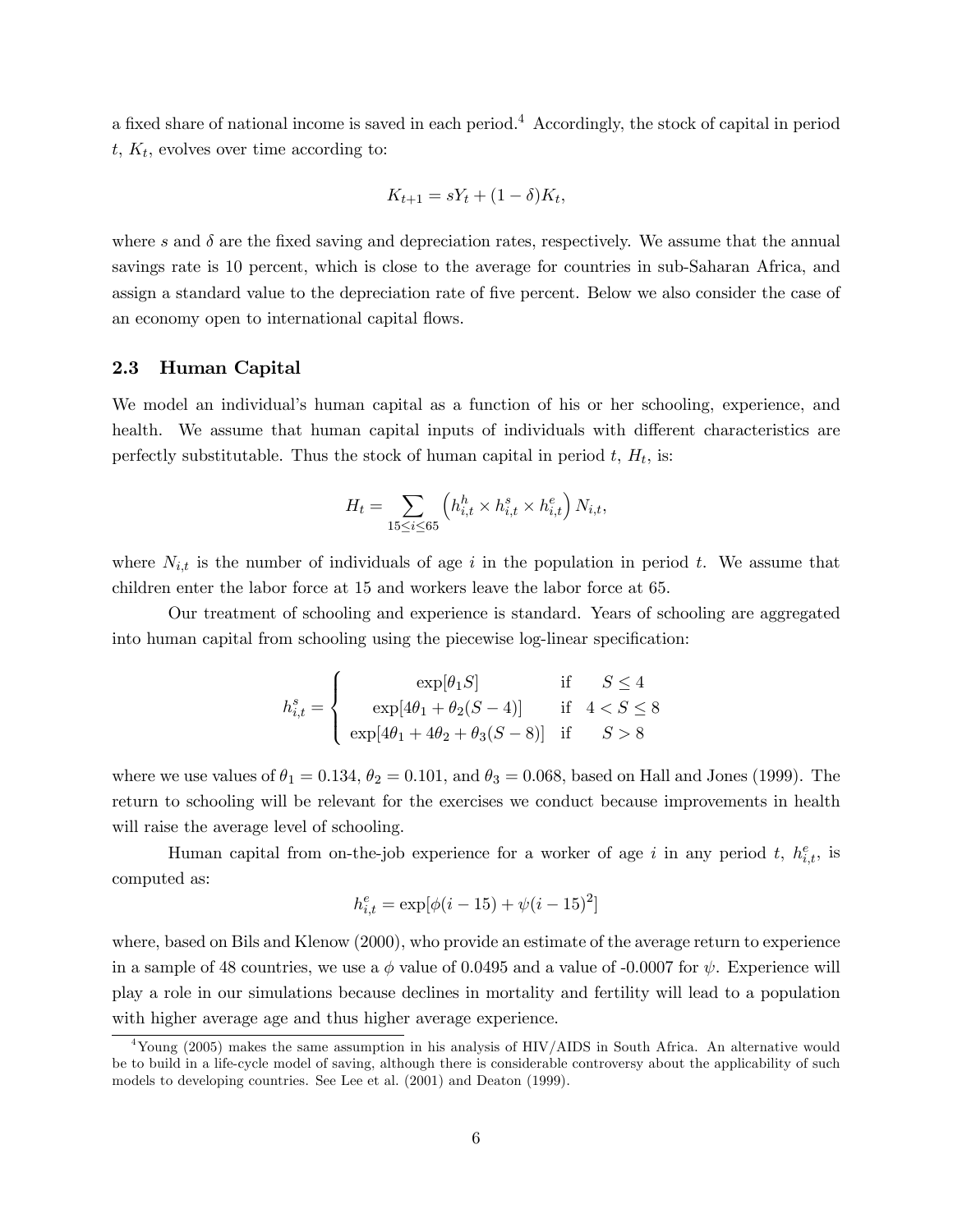a fixed share of national income is saved in each period.[4] Accordingly, the stock of capital in period $t$, $K_t$, evolves over time according to:

$$K_{t+1} = sY_t + (1 - \delta)K_t,$$

where $s$ and $\delta$ are the fixed saving and depreciation rates, respectively. We assume that the annual savings rate is 10 percent, which is close to the average for countries in sub-Saharan Africa, and assign a standard value to the depreciation rate of five percent. Below we also consider the case of an economy open to international capital flows.

## 2.3 Human Capital

We model an individual's human capital as a function of his or her schooling, experience, and health. We assume that human capital inputs of individuals with different characteristics are perfectly substitutable. Thus the stock of human capital in period $t$, $H_t$, is:

$$H_t = \sum_{15 \leq i \leq 65} \left( h^h_{i,t} \times h^s_{i,t} \times h^e_{i,t} \right) N_{i,t},$$

where $N_{i,t}$ is the number of individuals of age $i$ in the population in period $t$. We assume that children enter the labor force at 15 and workers leave the labor force at 65.

Our treatment of schooling and experience is standard. Years of schooling are aggregated into human capital from schooling using the piecewise log-linear specification:

$$h^s_{i,t} = \begin{cases} \exp[\theta_1 S] & \text{if} \quad S \leq 4 \\ \exp[4\theta_1 + \theta_2(S-4)] & \text{if} \quad 4 < S \leq 8 \\ \exp[4\theta_1 + 4\theta_2 + \theta_3(S-8)] & \text{if} \quad S > 8 \end{cases}$$

where we use values of $\theta_1 = 0.134$, $\theta_2 = 0.101$, and $\theta_3 = 0.068$, based on Hall and Jones (1999). The return to schooling will be relevant for the exercises we conduct because improvements in health will raise the average level of schooling.

Human capital from on-the-job experience for a worker of age $i$ in any period $t$, $h^e_{i,t}$, is computed as:

$$h^e_{i,t} = \exp[\phi(i - 15) + \psi(i - 15)^2]$$

where, based on Bils and Klenow (2000), who provide an estimate of the average return to experience in a sample of 48 countries, we use a $\phi$ value of 0.0495 and a value of -0.0007 for $\psi$. Experience will play a role in our simulations because declines in mortality and fertility will lead to a population with higher average age and thus higher average experience.

[4] Young (2005) makes the same assumption in his analysis of HIV/AIDS in South Africa. An alternative would be to build in a life-cycle model of saving, although there is considerable controversy about the applicability of such models to developing countries. See Lee et al. (2001) and Deaton (1999).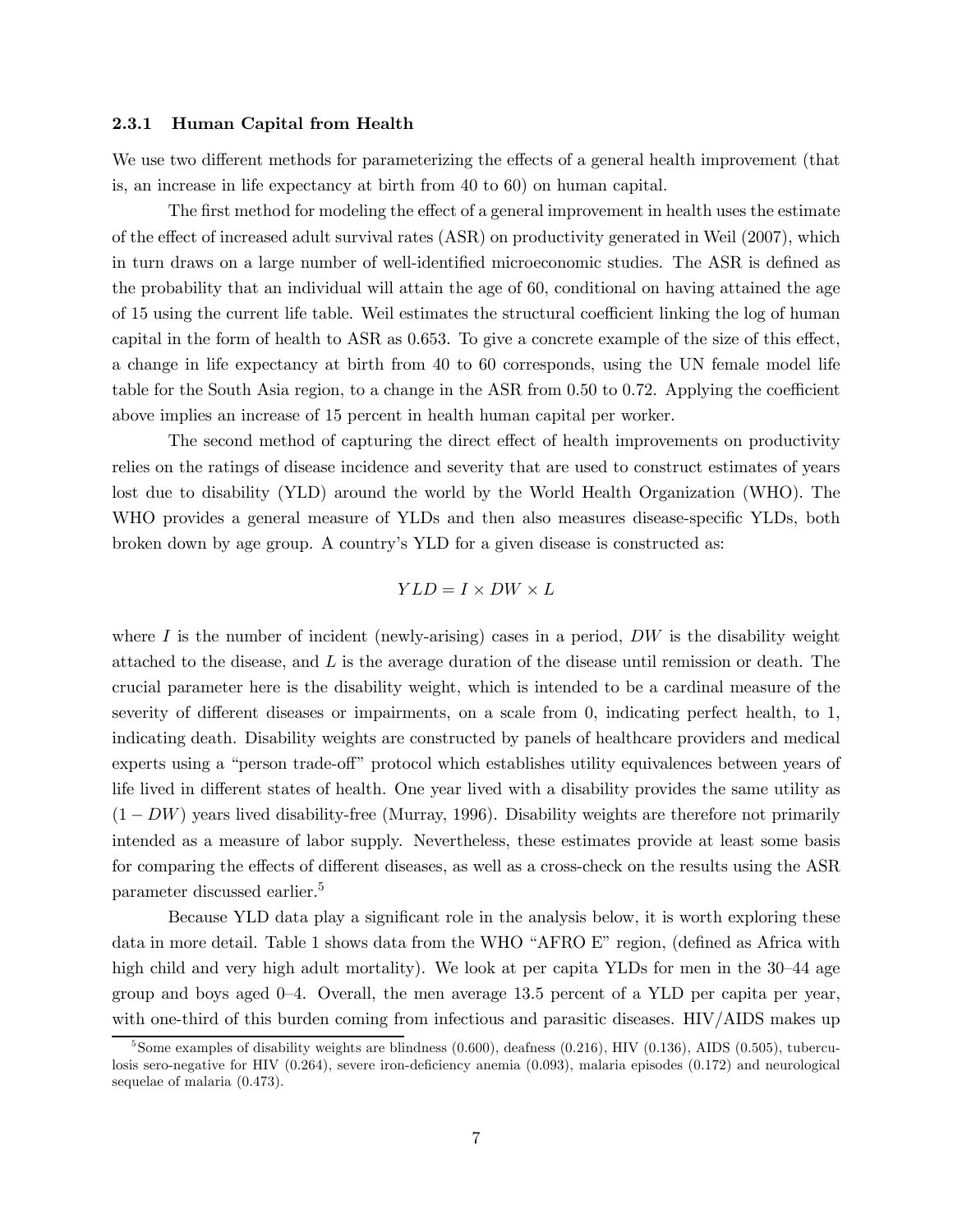### 2.3.1 Human Capital from Health

We use two different methods for parameterizing the effects of a general health improvement (that is, an increase in life expectancy at birth from 40 to 60) on human capital.

The first method for modeling the effect of a general improvement in health uses the estimate of the effect of increased adult survival rates (ASR) on productivity generated in Weil (2007), which in turn draws on a large number of well-identified microeconomic studies. The ASR is defined as the probability that an individual will attain the age of 60, conditional on having attained the age of 15 using the current life table. Weil estimates the structural coefficient linking the log of human capital in the form of health to ASR as 0.653. To give a concrete example of the size of this effect, a change in life expectancy at birth from 40 to 60 corresponds, using the UN female model life table for the South Asia region, to a change in the ASR from 0.50 to 0.72. Applying the coefficient above implies an increase of 15 percent in health human capital per worker.

The second method of capturing the direct effect of health improvements on productivity relies on the ratings of disease incidence and severity that are used to construct estimates of years lost due to disability (YLD) around the world by the World Health Organization (WHO). The WHO provides a general measure of YLDs and then also measures disease-specific YLDs, both broken down by age group. A country's YLD for a given disease is constructed as:

$$YLD = I \times DW \times L$$

where $I$ is the number of incident (newly-arising) cases in a period, $DW$ is the disability weight attached to the disease, and $L$ is the average duration of the disease until remission or death. The crucial parameter here is the disability weight, which is intended to be a cardinal measure of the severity of different diseases or impairments, on a scale from 0, indicating perfect health, to 1, indicating death. Disability weights are constructed by panels of healthcare providers and medical experts using a "person trade-off" protocol which establishes utility equivalences between years of life lived in different states of health. One year lived with a disability provides the same utility as $(1 - DW)$ years lived disability-free (Murray, 1996). Disability weights are therefore not primarily intended as a measure of labor supply. Nevertheless, these estimates provide at least some basis for comparing the effects of different diseases, as well as a cross-check on the results using the ASR parameter discussed earlier.[5]

Because YLD data play a significant role in the analysis below, it is worth exploring these data in more detail. Table 1 shows data from the WHO "AFRO E" region, (defined as Africa with high child and very high adult mortality). We look at per capita YLDs for men in the 30–44 age group and boys aged 0–4. Overall, the men average 13.5 percent of a YLD per capita per year, with one-third of this burden coming from infectious and parasitic diseases. HIV/AIDS makes up

[5] Some examples of disability weights are blindness (0.600), deafness (0.216), HIV (0.136), AIDS (0.505), tuberculosis sero-negative for HIV (0.264), severe iron-deficiency anemia (0.093), malaria episodes (0.172) and neurological sequelae of malaria (0.473).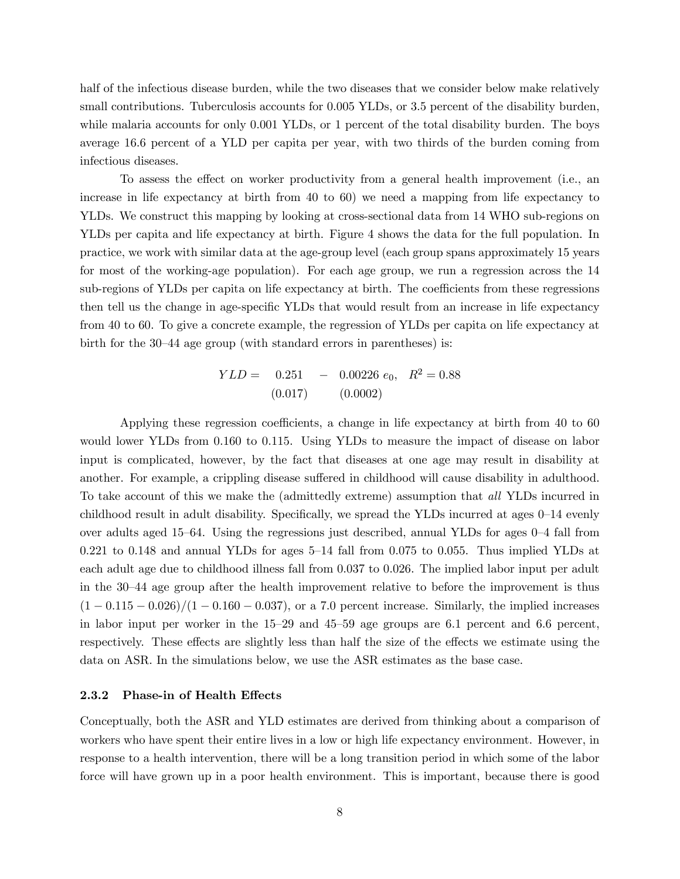half of the infectious disease burden, while the two diseases that we consider below make relatively small contributions. Tuberculosis accounts for 0.005 YLDs, or 3.5 percent of the disability burden, while malaria accounts for only 0.001 YLDs, or 1 percent of the total disability burden. The boys average 16.6 percent of a YLD per capita per year, with two thirds of the burden coming from infectious diseases.

To assess the effect on worker productivity from a general health improvement (i.e., an increase in life expectancy at birth from 40 to 60) we need a mapping from life expectancy to YLDs. We construct this mapping by looking at cross-sectional data from 14 WHO sub-regions on YLDs per capita and life expectancy at birth. Figure 4 shows the data for the full population. In practice, we work with similar data at the age-group level (each group spans approximately 15 years for most of the working-age population). For each age group, we run a regression across the 14 sub-regions of YLDs per capita on life expectancy at birth. The coefficients from these regressions then tell us the change in age-specific YLDs that would result from an increase in life expectancy from 40 to 60. To give a concrete example, the regression of YLDs per capita on life expectancy at birth for the 30–44 age group (with standard errors in parentheses) is:

$$YLD = \underset{(0.017)}{0.251} - \underset{(0.0002)}{0.00226}\, e_0, \quad R^2 = 0.88$$

Applying these regression coefficients, a change in life expectancy at birth from 40 to 60 would lower YLDs from 0.160 to 0.115. Using YLDs to measure the impact of disease on labor input is complicated, however, by the fact that diseases at one age may result in disability at another. For example, a crippling disease suffered in childhood will cause disability in adulthood. To take account of this we make the (admittedly extreme) assumption that *all* YLDs incurred in childhood result in adult disability. Specifically, we spread the YLDs incurred at ages 0–14 evenly over adults aged 15–64. Using the regressions just described, annual YLDs for ages 0–4 fall from 0.221 to 0.148 and annual YLDs for ages 5–14 fall from 0.075 to 0.055. Thus implied YLDs at each adult age due to childhood illness fall from 0.037 to 0.026. The implied labor input per adult in the 30–44 age group after the health improvement relative to before the improvement is thus $(1 - 0.115 - 0.026)/(1 - 0.160 - 0.037)$, or a 7.0 percent increase. Similarly, the implied increases in labor input per worker in the 15–29 and 45–59 age groups are 6.1 percent and 6.6 percent, respectively. These effects are slightly less than half the size of the effects we estimate using the data on ASR. In the simulations below, we use the ASR estimates as the base case.

### 2.3.2 Phase-in of Health Effects

Conceptually, both the ASR and YLD estimates are derived from thinking about a comparison of workers who have spent their entire lives in a low or high life expectancy environment. However, in response to a health intervention, there will be a long transition period in which some of the labor force will have grown up in a poor health environment. This is important, because there is good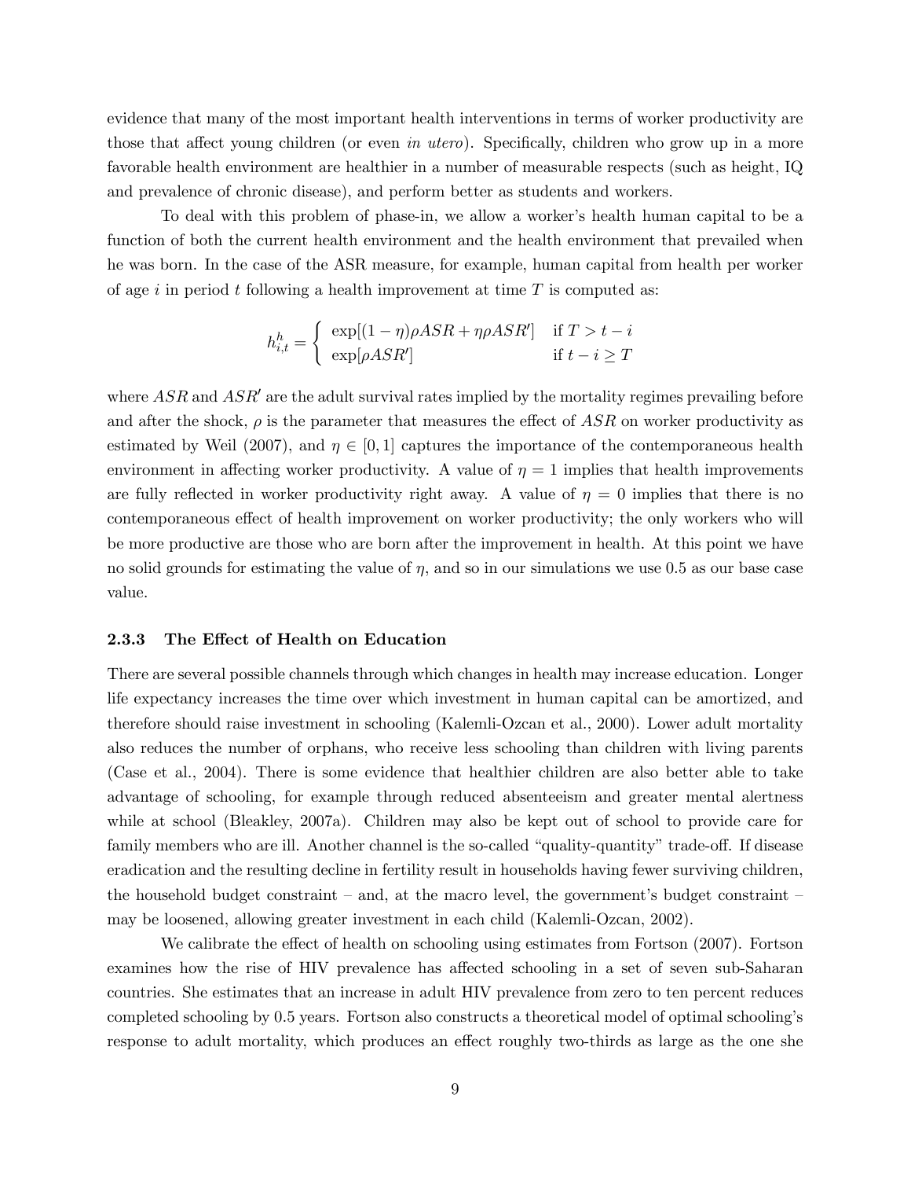evidence that many of the most important health interventions in terms of worker productivity are those that affect young children (or even *in utero*). Specifically, children who grow up in a more favorable health environment are healthier in a number of measurable respects (such as height, IQ and prevalence of chronic disease), and perform better as students and workers.

To deal with this problem of phase-in, we allow a worker's health human capital to be a function of both the current health environment and the health environment that prevailed when he was born. In the case of the ASR measure, for example, human capital from health per worker of age $i$ in period $t$ following a health improvement at time $T$ is computed as:

$$h^h_{i,t} = \begin{cases} \exp[(1-\eta)\rho ASR + \eta\rho ASR'] & \text{if } T > t - i \\ \exp[\rho ASR'] & \text{if } t - i \geq T \end{cases}$$

where $ASR$ and $ASR'$ are the adult survival rates implied by the mortality regimes prevailing before and after the shock, $\rho$ is the parameter that measures the effect of $ASR$ on worker productivity as estimated by Weil (2007), and $\eta \in [0, 1]$ captures the importance of the contemporaneous health environment in affecting worker productivity. A value of $\eta = 1$ implies that health improvements are fully reflected in worker productivity right away. A value of $\eta = 0$ implies that there is no contemporaneous effect of health improvement on worker productivity; the only workers who will be more productive are those who are born after the improvement in health. At this point we have no solid grounds for estimating the value of $\eta$, and so in our simulations we use 0.5 as our base case value.

### 2.3.3 The Effect of Health on Education

There are several possible channels through which changes in health may increase education. Longer life expectancy increases the time over which investment in human capital can be amortized, and therefore should raise investment in schooling (Kalemli-Ozcan et al., 2000). Lower adult mortality also reduces the number of orphans, who receive less schooling than children with living parents (Case et al., 2004). There is some evidence that healthier children are also better able to take advantage of schooling, for example through reduced absenteeism and greater mental alertness while at school (Bleakley, 2007a). Children may also be kept out of school to provide care for family members who are ill. Another channel is the so-called "quality-quantity" trade-off. If disease eradication and the resulting decline in fertility result in households having fewer surviving children, the household budget constraint – and, at the macro level, the government's budget constraint – may be loosened, allowing greater investment in each child (Kalemli-Ozcan, 2002).

We calibrate the effect of health on schooling using estimates from Fortson (2007). Fortson examines how the rise of HIV prevalence has affected schooling in a set of seven sub-Saharan countries. She estimates that an increase in adult HIV prevalence from zero to ten percent reduces completed schooling by 0.5 years. Fortson also constructs a theoretical model of optimal schooling's response to adult mortality, which produces an effect roughly two-thirds as large as the one she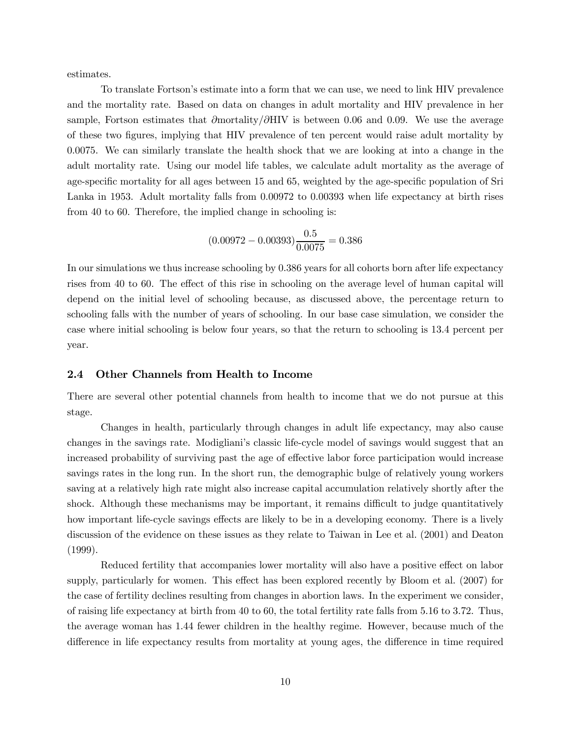estimates.

To translate Fortson's estimate into a form that we can use, we need to link HIV prevalence and the mortality rate. Based on data on changes in adult mortality and HIV prevalence in her sample, Fortson estimates that $\partial \text{mortality}/\partial \text{HIV}$ is between 0.06 and 0.09. We use the average of these two figures, implying that HIV prevalence of ten percent would raise adult mortality by 0.0075. We can similarly translate the health shock that we are looking at into a change in the adult mortality rate. Using our model life tables, we calculate adult mortality as the average of age-specific mortality for all ages between 15 and 65, weighted by the age-specific population of Sri Lanka in 1953. Adult mortality falls from 0.00972 to 0.00393 when life expectancy at birth rises from 40 to 60. Therefore, the implied change in schooling is:

$$(0.00972 - 0.00393)\frac{0.5}{0.0075} = 0.386$$

In our simulations we thus increase schooling by 0.386 years for all cohorts born after life expectancy rises from 40 to 60. The effect of this rise in schooling on the average level of human capital will depend on the initial level of schooling because, as discussed above, the percentage return to schooling falls with the number of years of schooling. In our base case simulation, we consider the case where initial schooling is below four years, so that the return to schooling is 13.4 percent per year.

## 2.4 Other Channels from Health to Income

There are several other potential channels from health to income that we do not pursue at this stage.

Changes in health, particularly through changes in adult life expectancy, may also cause changes in the savings rate. Modigliani's classic life-cycle model of savings would suggest that an increased probability of surviving past the age of effective labor force participation would increase savings rates in the long run. In the short run, the demographic bulge of relatively young workers saving at a relatively high rate might also increase capital accumulation relatively shortly after the shock. Although these mechanisms may be important, it remains difficult to judge quantitatively how important life-cycle savings effects are likely to be in a developing economy. There is a lively discussion of the evidence on these issues as they relate to Taiwan in Lee et al. (2001) and Deaton (1999).

Reduced fertility that accompanies lower mortality will also have a positive effect on labor supply, particularly for women. This effect has been explored recently by Bloom et al. (2007) for the case of fertility declines resulting from changes in abortion laws. In the experiment we consider, of raising life expectancy at birth from 40 to 60, the total fertility rate falls from 5.16 to 3.72. Thus, the average woman has 1.44 fewer children in the healthy regime. However, because much of the difference in life expectancy results from mortality at young ages, the difference in time required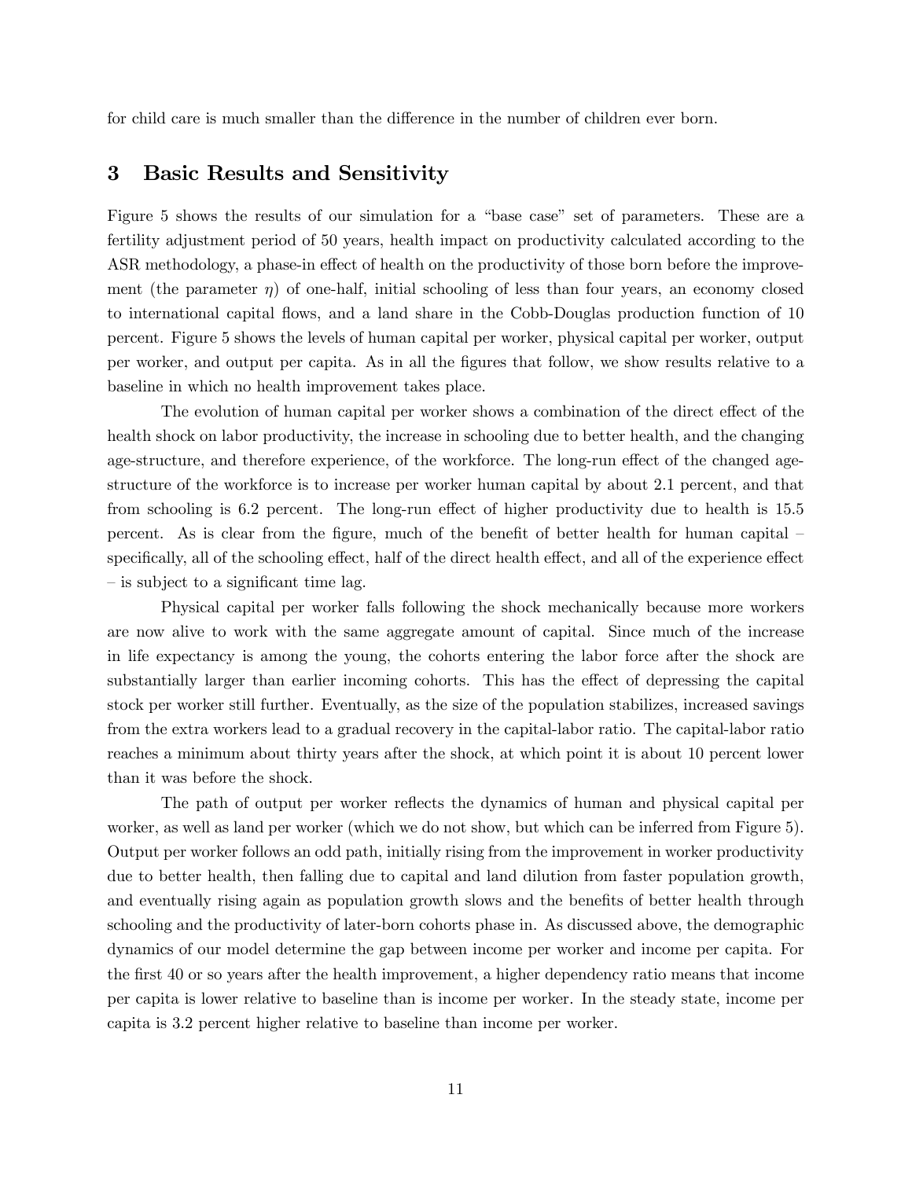for child care is much smaller than the difference in the number of children ever born.

## 3 Basic Results and Sensitivity

Figure 5 shows the results of our simulation for a "base case" set of parameters. These are a fertility adjustment period of 50 years, health impact on productivity calculated according to the ASR methodology, a phase-in effect of health on the productivity of those born before the improvement (the parameter $\eta$) of one-half, initial schooling of less than four years, an economy closed to international capital flows, and a land share in the Cobb-Douglas production function of 10 percent. Figure 5 shows the levels of human capital per worker, physical capital per worker, output per worker, and output per capita. As in all the figures that follow, we show results relative to a baseline in which no health improvement takes place.

The evolution of human capital per worker shows a combination of the direct effect of the health shock on labor productivity, the increase in schooling due to better health, and the changing age-structure, and therefore experience, of the workforce. The long-run effect of the changed age-structure of the workforce is to increase per worker human capital by about 2.1 percent, and that from schooling is 6.2 percent. The long-run effect of higher productivity due to health is 15.5 percent. As is clear from the figure, much of the benefit of better health for human capital – specifically, all of the schooling effect, half of the direct health effect, and all of the experience effect – is subject to a significant time lag.

Physical capital per worker falls following the shock mechanically because more workers are now alive to work with the same aggregate amount of capital. Since much of the increase in life expectancy is among the young, the cohorts entering the labor force after the shock are substantially larger than earlier incoming cohorts. This has the effect of depressing the capital stock per worker still further. Eventually, as the size of the population stabilizes, increased savings from the extra workers lead to a gradual recovery in the capital-labor ratio. The capital-labor ratio reaches a minimum about thirty years after the shock, at which point it is about 10 percent lower than it was before the shock.

The path of output per worker reflects the dynamics of human and physical capital per worker, as well as land per worker (which we do not show, but which can be inferred from Figure 5). Output per worker follows an odd path, initially rising from the improvement in worker productivity due to better health, then falling due to capital and land dilution from faster population growth, and eventually rising again as population growth slows and the benefits of better health through schooling and the productivity of later-born cohorts phase in. As discussed above, the demographic dynamics of our model determine the gap between income per worker and income per capita. For the first 40 or so years after the health improvement, a higher dependency ratio means that income per capita is lower relative to baseline than is income per worker. In the steady state, income per capita is 3.2 percent higher relative to baseline than income per worker.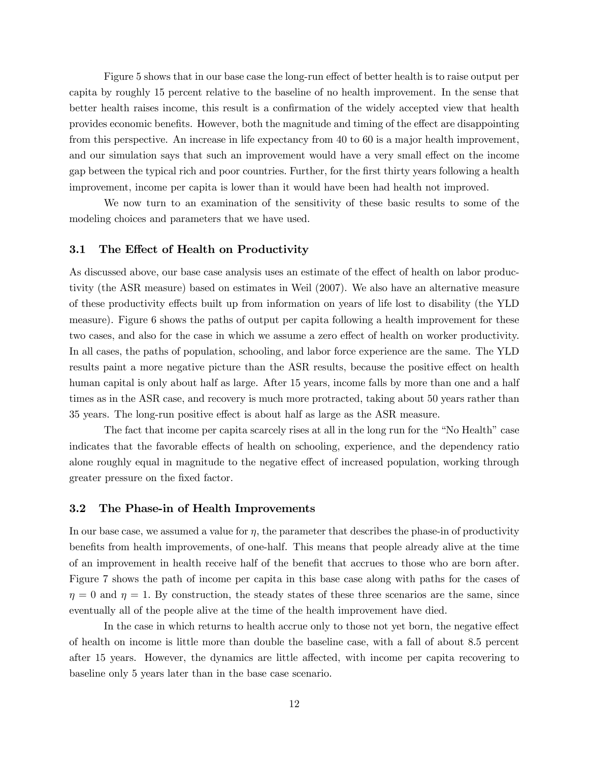Figure 5 shows that in our base case the long-run effect of better health is to raise output per capita by roughly 15 percent relative to the baseline of no health improvement. In the sense that better health raises income, this result is a confirmation of the widely accepted view that health provides economic benefits. However, both the magnitude and timing of the effect are disappointing from this perspective. An increase in life expectancy from 40 to 60 is a major health improvement, and our simulation says that such an improvement would have a very small effect on the income gap between the typical rich and poor countries. Further, for the first thirty years following a health improvement, income per capita is lower than it would have been had health not improved.

We now turn to an examination of the sensitivity of these basic results to some of the modeling choices and parameters that we have used.

### 3.1 The Effect of Health on Productivity

As discussed above, our base case analysis uses an estimate of the effect of health on labor productivity (the ASR measure) based on estimates in Weil (2007). We also have an alternative measure of these productivity effects built up from information on years of life lost to disability (the YLD measure). Figure 6 shows the paths of output per capita following a health improvement for these two cases, and also for the case in which we assume a zero effect of health on worker productivity. In all cases, the paths of population, schooling, and labor force experience are the same. The YLD results paint a more negative picture than the ASR results, because the positive effect on health human capital is only about half as large. After 15 years, income falls by more than one and a half times as in the ASR case, and recovery is much more protracted, taking about 50 years rather than 35 years. The long-run positive effect is about half as large as the ASR measure.

The fact that income per capita scarcely rises at all in the long run for the "No Health" case indicates that the favorable effects of health on schooling, experience, and the dependency ratio alone roughly equal in magnitude to the negative effect of increased population, working through greater pressure on the fixed factor.

### 3.2 The Phase-in of Health Improvements

In our base case, we assumed a value for $\eta$, the parameter that describes the phase-in of productivity benefits from health improvements, of one-half. This means that people already alive at the time of an improvement in health receive half of the benefit that accrues to those who are born after. Figure 7 shows the path of income per capita in this base case along with paths for the cases of $\eta = 0$ and $\eta = 1$. By construction, the steady states of these three scenarios are the same, since eventually all of the people alive at the time of the health improvement have died.

In the case in which returns to health accrue only to those not yet born, the negative effect of health on income is little more than double the baseline case, with a fall of about 8.5 percent after 15 years. However, the dynamics are little affected, with income per capita recovering to baseline only 5 years later than in the base case scenario.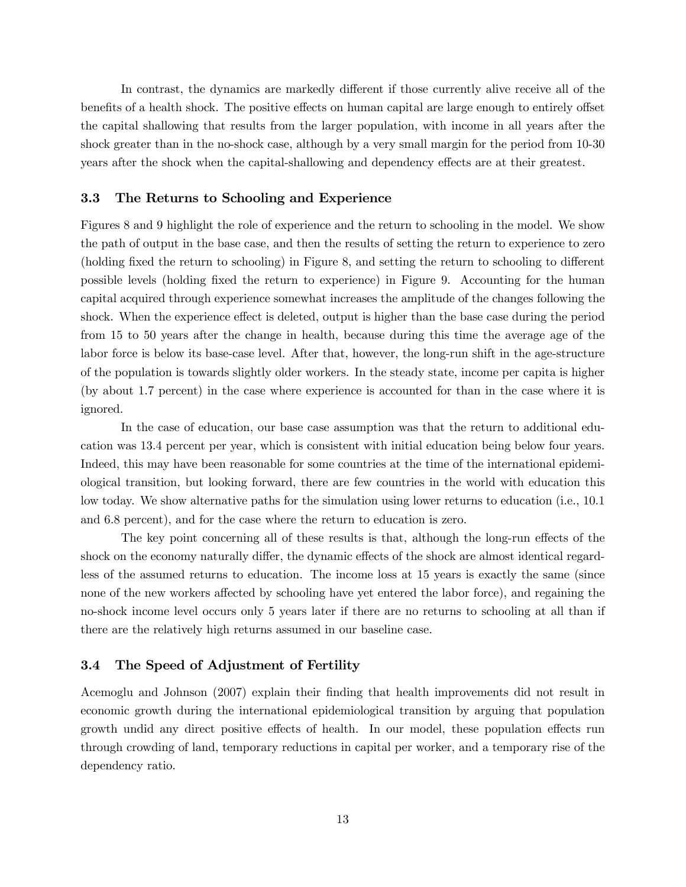In contrast, the dynamics are markedly different if those currently alive receive all of the benefits of a health shock. The positive effects on human capital are large enough to entirely offset the capital shallowing that results from the larger population, with income in all years after the shock greater than in the no-shock case, although by a very small margin for the period from 10-30 years after the shock when the capital-shallowing and dependency effects are at their greatest.

### 3.3 The Returns to Schooling and Experience

Figures 8 and 9 highlight the role of experience and the return to schooling in the model. We show the path of output in the base case, and then the results of setting the return to experience to zero (holding fixed the return to schooling) in Figure 8, and setting the return to schooling to different possible levels (holding fixed the return to experience) in Figure 9. Accounting for the human capital acquired through experience somewhat increases the amplitude of the changes following the shock. When the experience effect is deleted, output is higher than the base case during the period from 15 to 50 years after the change in health, because during this time the average age of the labor force is below its base-case level. After that, however, the long-run shift in the age-structure of the population is towards slightly older workers. In the steady state, income per capita is higher (by about 1.7 percent) in the case where experience is accounted for than in the case where it is ignored.

In the case of education, our base case assumption was that the return to additional education was 13.4 percent per year, which is consistent with initial education being below four years. Indeed, this may have been reasonable for some countries at the time of the international epidemiological transition, but looking forward, there are few countries in the world with education this low today. We show alternative paths for the simulation using lower returns to education (i.e., 10.1 and 6.8 percent), and for the case where the return to education is zero.

The key point concerning all of these results is that, although the long-run effects of the shock on the economy naturally differ, the dynamic effects of the shock are almost identical regardless of the assumed returns to education. The income loss at 15 years is exactly the same (since none of the new workers affected by schooling have yet entered the labor force), and regaining the no-shock income level occurs only 5 years later if there are no returns to schooling at all than if there are the relatively high returns assumed in our baseline case.

### 3.4 The Speed of Adjustment of Fertility

Acemoglu and Johnson (2007) explain their finding that health improvements did not result in economic growth during the international epidemiological transition by arguing that population growth undid any direct positive effects of health. In our model, these population effects run through crowding of land, temporary reductions in capital per worker, and a temporary rise of the dependency ratio.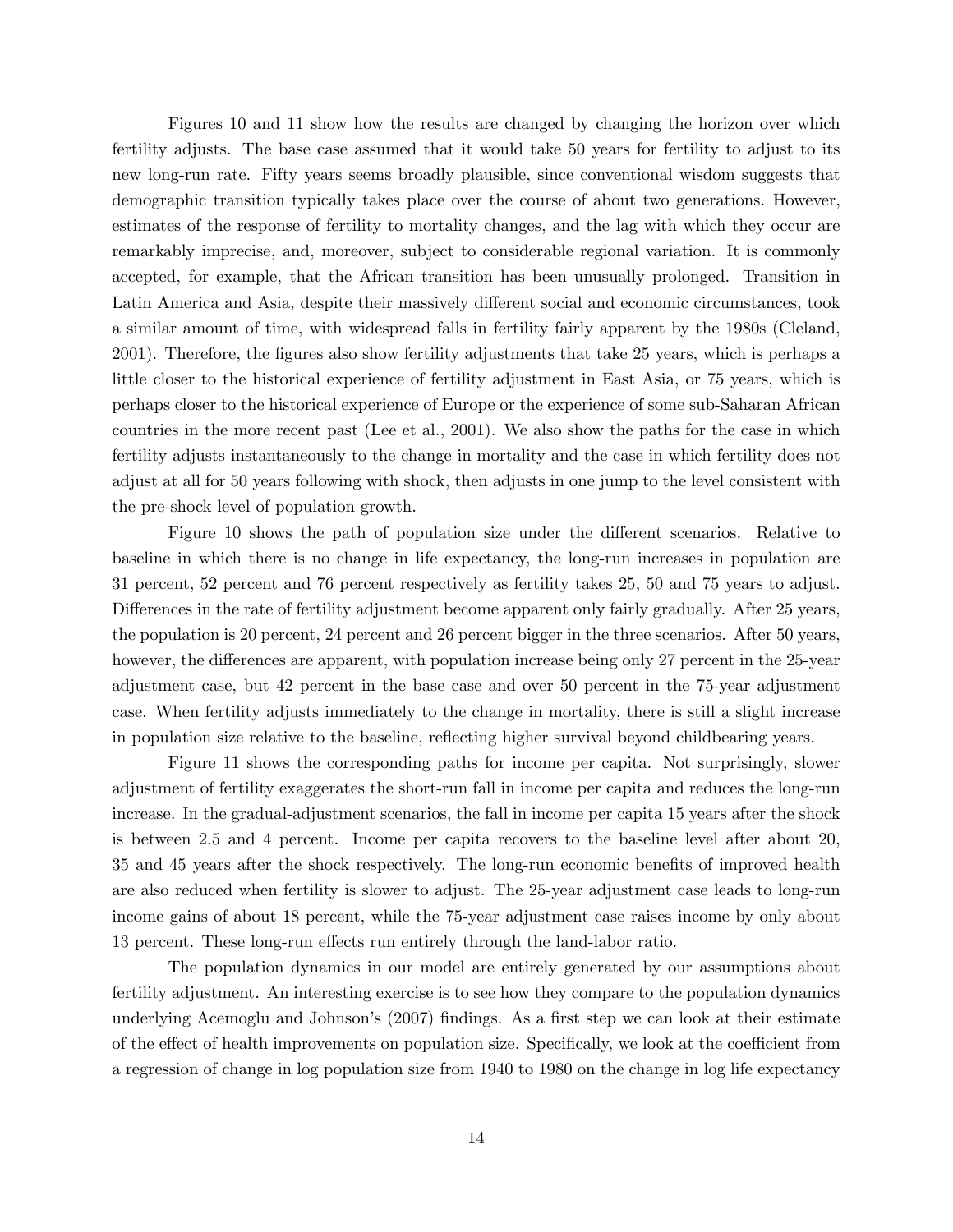Figures 10 and 11 show how the results are changed by changing the horizon over which fertility adjusts. The base case assumed that it would take 50 years for fertility to adjust to its new long-run rate. Fifty years seems broadly plausible, since conventional wisdom suggests that demographic transition typically takes place over the course of about two generations. However, estimates of the response of fertility to mortality changes, and the lag with which they occur are remarkably imprecise, and, moreover, subject to considerable regional variation. It is commonly accepted, for example, that the African transition has been unusually prolonged. Transition in Latin America and Asia, despite their massively different social and economic circumstances, took a similar amount of time, with widespread falls in fertility fairly apparent by the 1980s (Cleland, 2001). Therefore, the figures also show fertility adjustments that take 25 years, which is perhaps a little closer to the historical experience of fertility adjustment in East Asia, or 75 years, which is perhaps closer to the historical experience of Europe or the experience of some sub-Saharan African countries in the more recent past (Lee et al., 2001). We also show the paths for the case in which fertility adjusts instantaneously to the change in mortality and the case in which fertility does not adjust at all for 50 years following with shock, then adjusts in one jump to the level consistent with the pre-shock level of population growth.

Figure 10 shows the path of population size under the different scenarios. Relative to baseline in which there is no change in life expectancy, the long-run increases in population are 31 percent, 52 percent and 76 percent respectively as fertility takes 25, 50 and 75 years to adjust. Differences in the rate of fertility adjustment become apparent only fairly gradually. After 25 years, the population is 20 percent, 24 percent and 26 percent bigger in the three scenarios. After 50 years, however, the differences are apparent, with population increase being only 27 percent in the 25-year adjustment case, but 42 percent in the base case and over 50 percent in the 75-year adjustment case. When fertility adjusts immediately to the change in mortality, there is still a slight increase in population size relative to the baseline, reflecting higher survival beyond childbearing years.

Figure 11 shows the corresponding paths for income per capita. Not surprisingly, slower adjustment of fertility exaggerates the short-run fall in income per capita and reduces the long-run increase. In the gradual-adjustment scenarios, the fall in income per capita 15 years after the shock is between 2.5 and 4 percent. Income per capita recovers to the baseline level after about 20, 35 and 45 years after the shock respectively. The long-run economic benefits of improved health are also reduced when fertility is slower to adjust. The 25-year adjustment case leads to long-run income gains of about 18 percent, while the 75-year adjustment case raises income by only about 13 percent. These long-run effects run entirely through the land-labor ratio.

The population dynamics in our model are entirely generated by our assumptions about fertility adjustment. An interesting exercise is to see how they compare to the population dynamics underlying Acemoglu and Johnson's (2007) findings. As a first step we can look at their estimate of the effect of health improvements on population size. Specifically, we look at the coefficient from a regression of change in log population size from 1940 to 1980 on the change in log life expectancy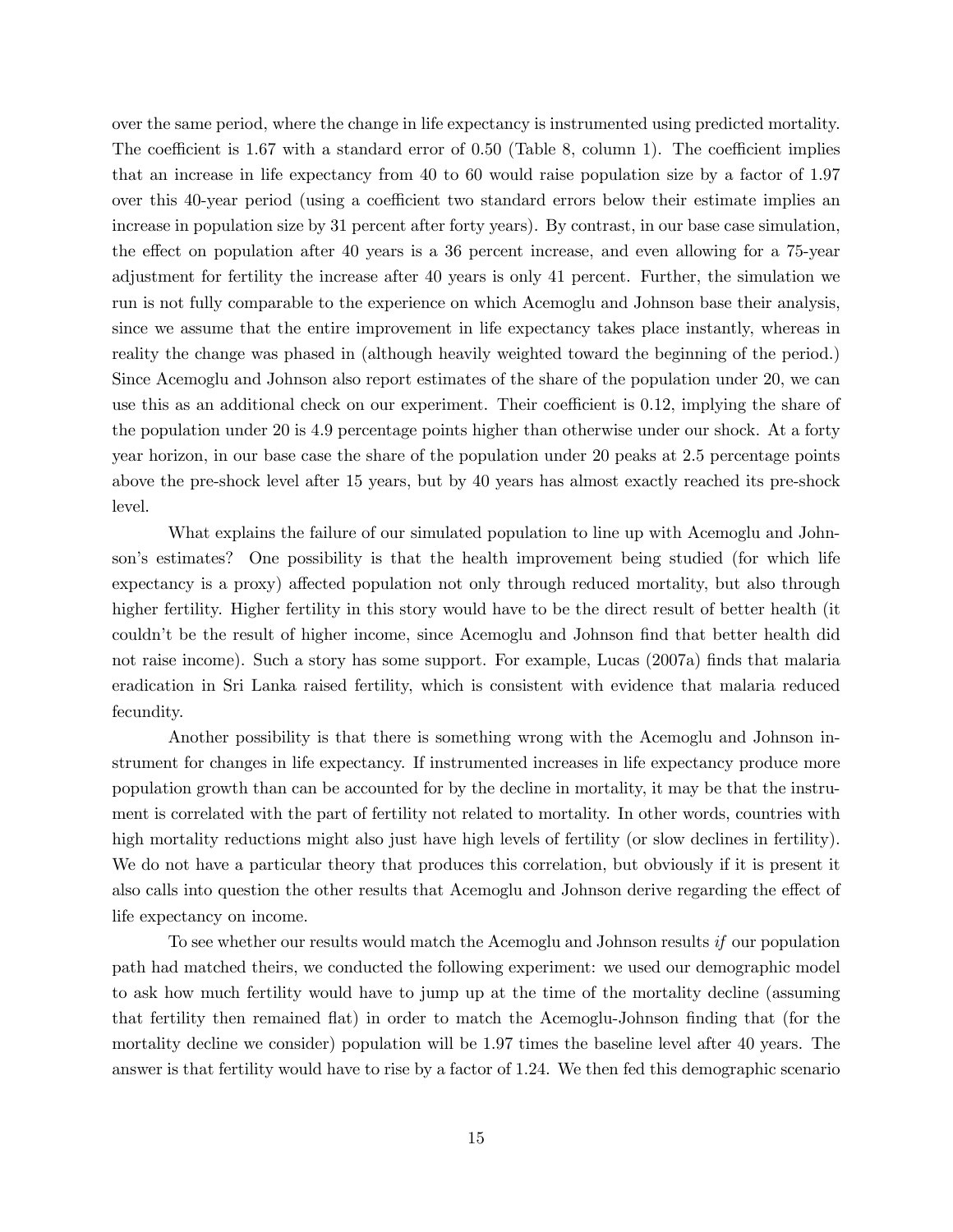over the same period, where the change in life expectancy is instrumented using predicted mortality. The coefficient is 1.67 with a standard error of 0.50 (Table 8, column 1). The coefficient implies that an increase in life expectancy from 40 to 60 would raise population size by a factor of 1.97 over this 40-year period (using a coefficient two standard errors below their estimate implies an increase in population size by 31 percent after forty years). By contrast, in our base case simulation, the effect on population after 40 years is a 36 percent increase, and even allowing for a 75-year adjustment for fertility the increase after 40 years is only 41 percent. Further, the simulation we run is not fully comparable to the experience on which Acemoglu and Johnson base their analysis, since we assume that the entire improvement in life expectancy takes place instantly, whereas in reality the change was phased in (although heavily weighted toward the beginning of the period.) Since Acemoglu and Johnson also report estimates of the share of the population under 20, we can use this as an additional check on our experiment. Their coefficient is 0.12, implying the share of the population under 20 is 4.9 percentage points higher than otherwise under our shock. At a forty year horizon, in our base case the share of the population under 20 peaks at 2.5 percentage points above the pre-shock level after 15 years, but by 40 years has almost exactly reached its pre-shock level.

What explains the failure of our simulated population to line up with Acemoglu and Johnson's estimates? One possibility is that the health improvement being studied (for which life expectancy is a proxy) affected population not only through reduced mortality, but also through higher fertility. Higher fertility in this story would have to be the direct result of better health (it couldn't be the result of higher income, since Acemoglu and Johnson find that better health did not raise income). Such a story has some support. For example, Lucas (2007a) finds that malaria eradication in Sri Lanka raised fertility, which is consistent with evidence that malaria reduced fecundity.

Another possibility is that there is something wrong with the Acemoglu and Johnson instrument for changes in life expectancy. If instrumented increases in life expectancy produce more population growth than can be accounted for by the decline in mortality, it may be that the instrument is correlated with the part of fertility not related to mortality. In other words, countries with high mortality reductions might also just have high levels of fertility (or slow declines in fertility). We do not have a particular theory that produces this correlation, but obviously if it is present it also calls into question the other results that Acemoglu and Johnson derive regarding the effect of life expectancy on income.

To see whether our results would match the Acemoglu and Johnson results *if* our population path had matched theirs, we conducted the following experiment: we used our demographic model to ask how much fertility would have to jump up at the time of the mortality decline (assuming that fertility then remained flat) in order to match the Acemoglu-Johnson finding that (for the mortality decline we consider) population will be 1.97 times the baseline level after 40 years. The answer is that fertility would have to rise by a factor of 1.24. We then fed this demographic scenario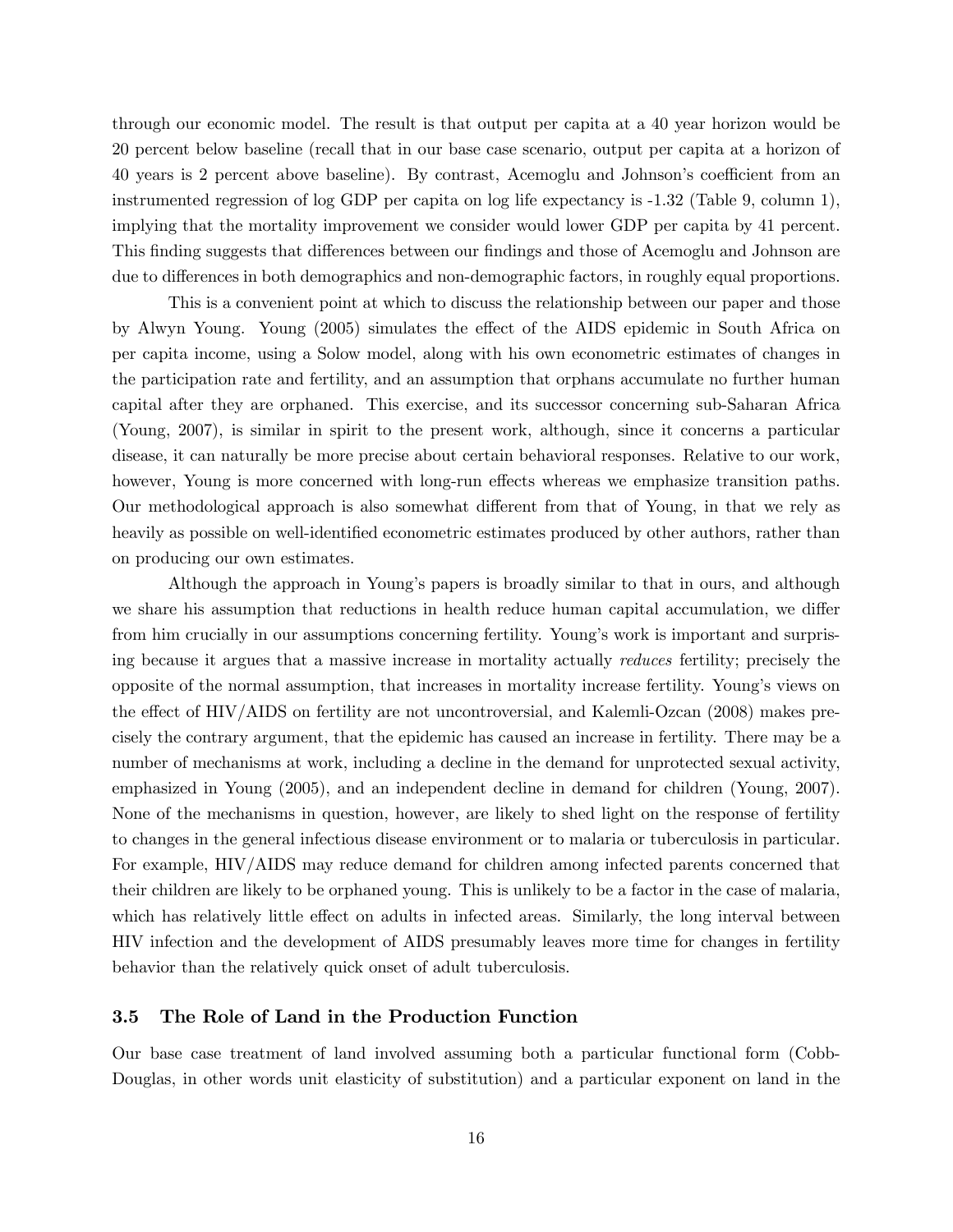through our economic model. The result is that output per capita at a 40 year horizon would be 20 percent below baseline (recall that in our base case scenario, output per capita at a horizon of 40 years is 2 percent above baseline). By contrast, Acemoglu and Johnson's coefficient from an instrumented regression of log GDP per capita on log life expectancy is -1.32 (Table 9, column 1), implying that the mortality improvement we consider would lower GDP per capita by 41 percent. This finding suggests that differences between our findings and those of Acemoglu and Johnson are due to differences in both demographics and non-demographic factors, in roughly equal proportions.

This is a convenient point at which to discuss the relationship between our paper and those by Alwyn Young. Young (2005) simulates the effect of the AIDS epidemic in South Africa on per capita income, using a Solow model, along with his own econometric estimates of changes in the participation rate and fertility, and an assumption that orphans accumulate no further human capital after they are orphaned. This exercise, and its successor concerning sub-Saharan Africa (Young, 2007), is similar in spirit to the present work, although, since it concerns a particular disease, it can naturally be more precise about certain behavioral responses. Relative to our work, however, Young is more concerned with long-run effects whereas we emphasize transition paths. Our methodological approach is also somewhat different from that of Young, in that we rely as heavily as possible on well-identified econometric estimates produced by other authors, rather than on producing our own estimates.

Although the approach in Young's papers is broadly similar to that in ours, and although we share his assumption that reductions in health reduce human capital accumulation, we differ from him crucially in our assumptions concerning fertility. Young's work is important and surprising because it argues that a massive increase in mortality actually *reduces* fertility; precisely the opposite of the normal assumption, that increases in mortality increase fertility. Young's views on the effect of HIV/AIDS on fertility are not uncontroversial, and Kalemli-Ozcan (2008) makes precisely the contrary argument, that the epidemic has caused an increase in fertility. There may be a number of mechanisms at work, including a decline in the demand for unprotected sexual activity, emphasized in Young (2005), and an independent decline in demand for children (Young, 2007). None of the mechanisms in question, however, are likely to shed light on the response of fertility to changes in the general infectious disease environment or to malaria or tuberculosis in particular. For example, HIV/AIDS may reduce demand for children among infected parents concerned that their children are likely to be orphaned young. This is unlikely to be a factor in the case of malaria, which has relatively little effect on adults in infected areas. Similarly, the long interval between HIV infection and the development of AIDS presumably leaves more time for changes in fertility behavior than the relatively quick onset of adult tuberculosis.

### 3.5 The Role of Land in the Production Function

Our base case treatment of land involved assuming both a particular functional form (Cobb-Douglas, in other words unit elasticity of substitution) and a particular exponent on land in the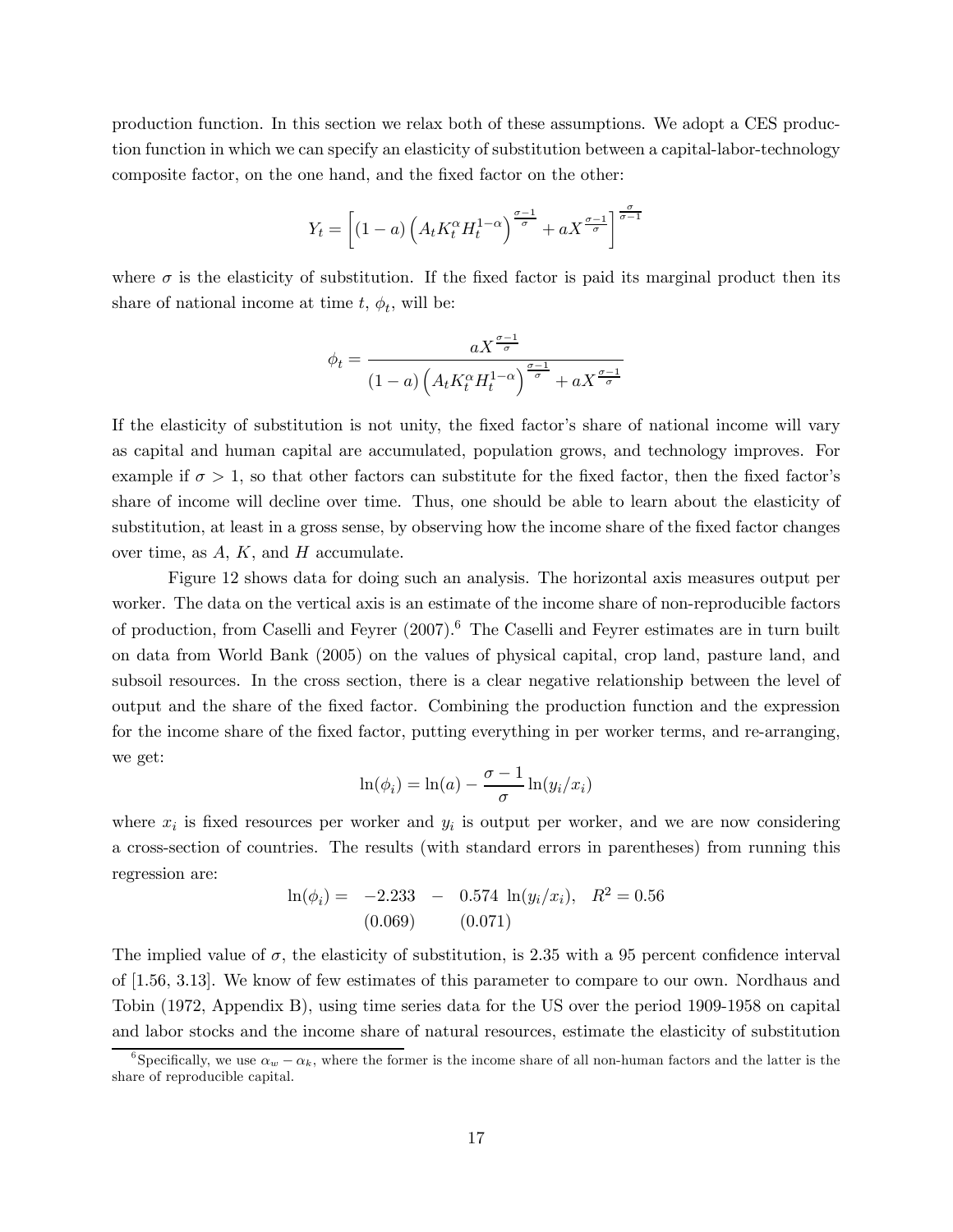production function. In this section we relax both of these assumptions. We adopt a CES production function in which we can specify an elasticity of substitution between a capital-labor-technology composite factor, on the one hand, and the fixed factor on the other:

$$Y_t = \left[ (1-a) \left( A_t K_t^{\alpha} H_t^{1-\alpha} \right)^{\frac{\sigma-1}{\sigma}} + a X^{\frac{\sigma-1}{\sigma}} \right]^{\frac{\sigma}{\sigma-1}}$$

where $\sigma$ is the elasticity of substitution. If the fixed factor is paid its marginal product then its share of national income at time $t$, $\phi_t$, will be:

$$\phi_t = \frac{a X^{\frac{\sigma-1}{\sigma}}}{(1-a) \left( A_t K_t^{\alpha} H_t^{1-\alpha} \right)^{\frac{\sigma-1}{\sigma}} + a X^{\frac{\sigma-1}{\sigma}}}$$

If the elasticity of substitution is not unity, the fixed factor's share of national income will vary as capital and human capital are accumulated, population grows, and technology improves. For example if $\sigma > 1$, so that other factors can substitute for the fixed factor, then the fixed factor's share of income will decline over time. Thus, one should be able to learn about the elasticity of substitution, at least in a gross sense, by observing how the income share of the fixed factor changes over time, as $A$, $K$, and $H$ accumulate.

Figure 12 shows data for doing such an analysis. The horizontal axis measures output per worker. The data on the vertical axis is an estimate of the income share of non-reproducible factors of production, from Caselli and Feyrer (2007).[6] The Caselli and Feyrer estimates are in turn built on data from World Bank (2005) on the values of physical capital, crop land, pasture land, and subsoil resources. In the cross section, there is a clear negative relationship between the level of output and the share of the fixed factor. Combining the production function and the expression for the income share of the fixed factor, putting everything in per worker terms, and re-arranging, we get:

$$\ln(\phi_i) = \ln(a) - \frac{\sigma - 1}{\sigma} \ln(y_i / x_i)$$

where $x_i$ is fixed resources per worker and $y_i$ is output per worker, and we are now considering a cross-section of countries. The results (with standard errors in parentheses) from running this regression are:

$$\ln(\phi_i) = \underset{(0.069)}{-2.233} - \underset{(0.071)}{0.574} \ln(y_i / x_i), \quad R^2 = 0.56$$

The implied value of $\sigma$, the elasticity of substitution, is 2.35 with a 95 percent confidence interval of [1.56, 3.13]. We know of few estimates of this parameter to compare to our own. Nordhaus and Tobin (1972, Appendix B), using time series data for the US over the period 1909-1958 on capital and labor stocks and the income share of natural resources, estimate the elasticity of substitution

[6] Specifically, we use $\alpha_w - \alpha_k$, where the former is the income share of all non-human factors and the latter is the share of reproducible capital.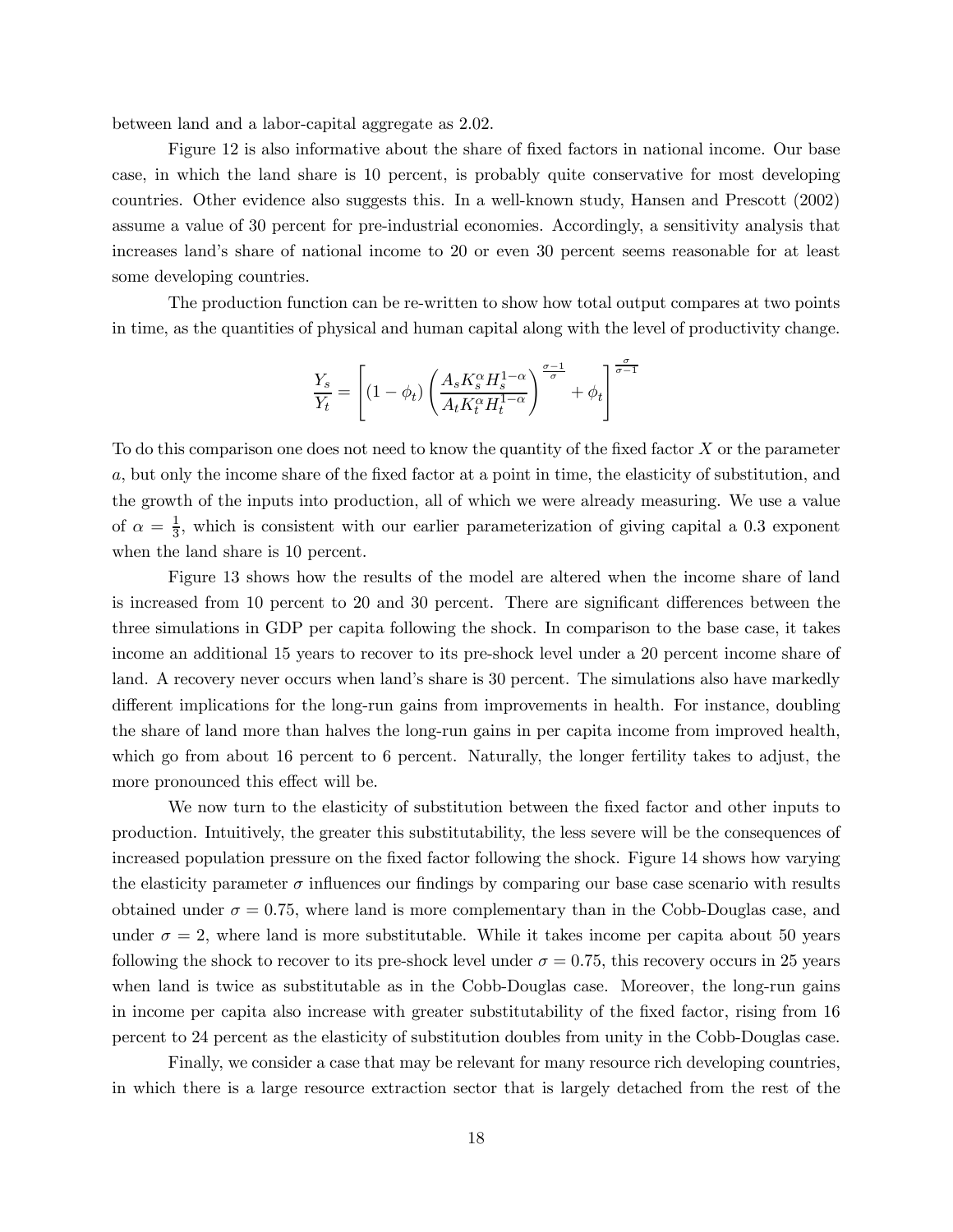between land and a labor-capital aggregate as 2.02.

Figure 12 is also informative about the share of fixed factors in national income. Our base case, in which the land share is 10 percent, is probably quite conservative for most developing countries. Other evidence also suggests this. In a well-known study, Hansen and Prescott (2002) assume a value of 30 percent for pre-industrial economies. Accordingly, a sensitivity analysis that increases land's share of national income to 20 or even 30 percent seems reasonable for at least some developing countries.

The production function can be re-written to show how total output compares at two points in time, as the quantities of physical and human capital along with the level of productivity change.

$$\frac{Y_s}{Y_t} = \left[ (1-\phi_t) \left( \frac{A_s K_s^{\alpha} H_s^{1-\alpha}}{A_t K_t^{\alpha} H_t^{1-\alpha}} \right)^{\frac{\sigma-1}{\sigma}} + \phi_t \right]^{\frac{\sigma}{\sigma-1}}$$

To do this comparison one does not need to know the quantity of the fixed factor $X$ or the parameter $a$, but only the income share of the fixed factor at a point in time, the elasticity of substitution, and the growth of the inputs into production, all of which we were already measuring. We use a value of $\alpha = \frac{1}{3}$, which is consistent with our earlier parameterization of giving capital a 0.3 exponent when the land share is 10 percent.

Figure 13 shows how the results of the model are altered when the income share of land is increased from 10 percent to 20 and 30 percent. There are significant differences between the three simulations in GDP per capita following the shock. In comparison to the base case, it takes income an additional 15 years to recover to its pre-shock level under a 20 percent income share of land. A recovery never occurs when land's share is 30 percent. The simulations also have markedly different implications for the long-run gains from improvements in health. For instance, doubling the share of land more than halves the long-run gains in per capita income from improved health, which go from about 16 percent to 6 percent. Naturally, the longer fertility takes to adjust, the more pronounced this effect will be.

We now turn to the elasticity of substitution between the fixed factor and other inputs to production. Intuitively, the greater this substitutability, the less severe will be the consequences of increased population pressure on the fixed factor following the shock. Figure 14 shows how varying the elasticity parameter $\sigma$ influences our findings by comparing our base case scenario with results obtained under $\sigma = 0.75$, where land is more complementary than in the Cobb-Douglas case, and under $\sigma = 2$, where land is more substitutable. While it takes income per capita about 50 years following the shock to recover to its pre-shock level under $\sigma = 0.75$, this recovery occurs in 25 years when land is twice as substitutable as in the Cobb-Douglas case. Moreover, the long-run gains in income per capita also increase with greater substitutability of the fixed factor, rising from 16 percent to 24 percent as the elasticity of substitution doubles from unity in the Cobb-Douglas case.

Finally, we consider a case that may be relevant for many resource rich developing countries, in which there is a large resource extraction sector that is largely detached from the rest of the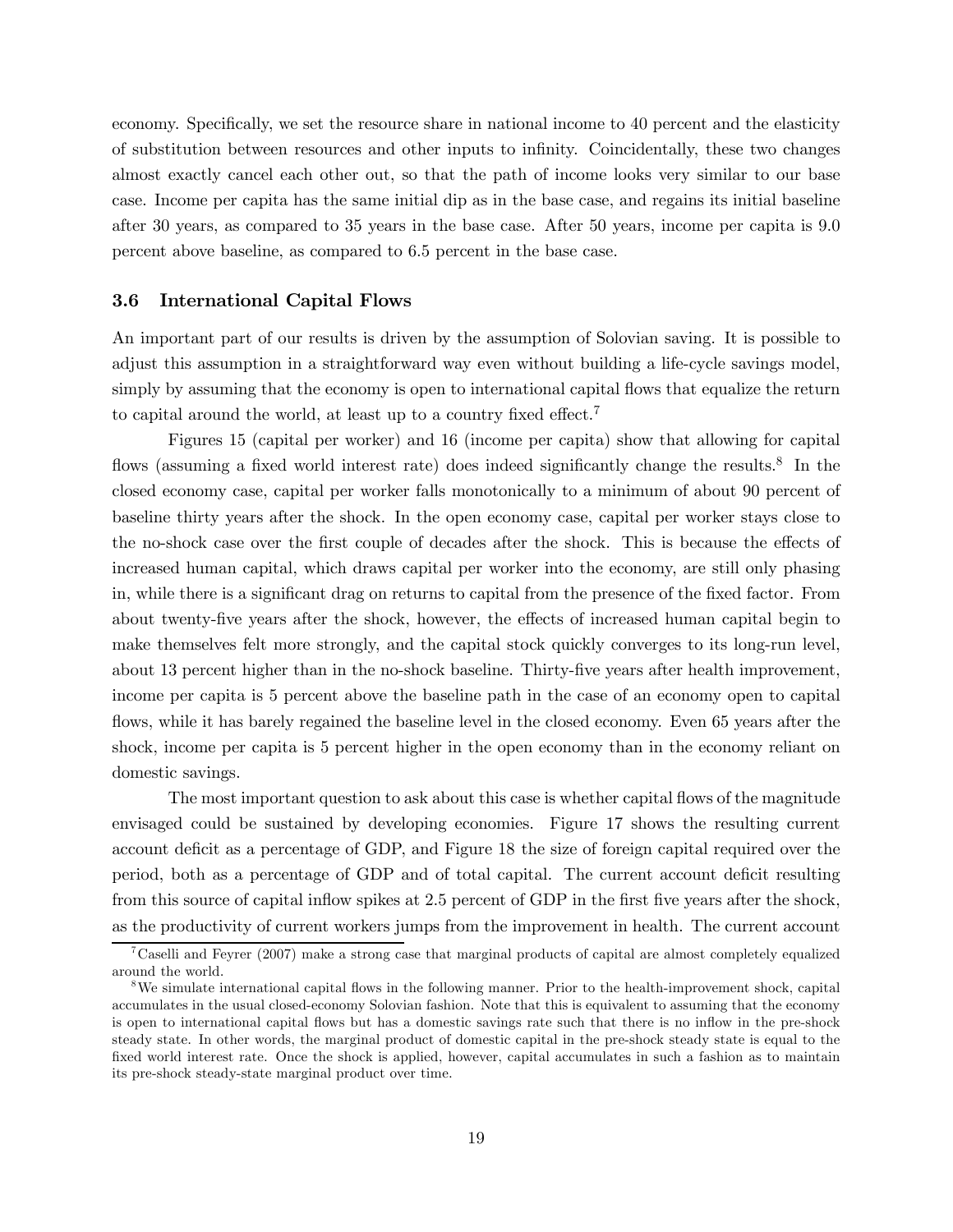economy. Specifically, we set the resource share in national income to 40 percent and the elasticity of substitution between resources and other inputs to infinity. Coincidentally, these two changes almost exactly cancel each other out, so that the path of income looks very similar to our base case. Income per capita has the same initial dip as in the base case, and regains its initial baseline after 30 years, as compared to 35 years in the base case. After 50 years, income per capita is 9.0 percent above baseline, as compared to 6.5 percent in the base case.

### 3.6 International Capital Flows

An important part of our results is driven by the assumption of Solovian saving. It is possible to adjust this assumption in a straightforward way even without building a life-cycle savings model, simply by assuming that the economy is open to international capital flows that equalize the return to capital around the world, at least up to a country fixed effect.[7]

Figures 15 (capital per worker) and 16 (income per capita) show that allowing for capital flows (assuming a fixed world interest rate) does indeed significantly change the results.[8] In the closed economy case, capital per worker falls monotonically to a minimum of about 90 percent of baseline thirty years after the shock. In the open economy case, capital per worker stays close to the no-shock case over the first couple of decades after the shock. This is because the effects of increased human capital, which draws capital per worker into the economy, are still only phasing in, while there is a significant drag on returns to capital from the presence of the fixed factor. From about twenty-five years after the shock, however, the effects of increased human capital begin to make themselves felt more strongly, and the capital stock quickly converges to its long-run level, about 13 percent higher than in the no-shock baseline. Thirty-five years after health improvement, income per capita is 5 percent above the baseline path in the case of an economy open to capital flows, while it has barely regained the baseline level in the closed economy. Even 65 years after the shock, income per capita is 5 percent higher in the open economy than in the economy reliant on domestic savings.

The most important question to ask about this case is whether capital flows of the magnitude envisaged could be sustained by developing economies. Figure 17 shows the resulting current account deficit as a percentage of GDP, and Figure 18 the size of foreign capital required over the period, both as a percentage of GDP and of total capital. The current account deficit resulting from this source of capital inflow spikes at 2.5 percent of GDP in the first five years after the shock, as the productivity of current workers jumps from the improvement in health. The current account

[7] Caselli and Feyrer (2007) make a strong case that marginal products of capital are almost completely equalized around the world.

[8] We simulate international capital flows in the following manner. Prior to the health-improvement shock, capital accumulates in the usual closed-economy Solovian fashion. Note that this is equivalent to assuming that the economy is open to international capital flows but has a domestic savings rate such that there is no inflow in the pre-shock steady state. In other words, the marginal product of domestic capital in the pre-shock steady state is equal to the fixed world interest rate. Once the shock is applied, however, capital accumulates in such a fashion as to maintain its pre-shock steady-state marginal product over time.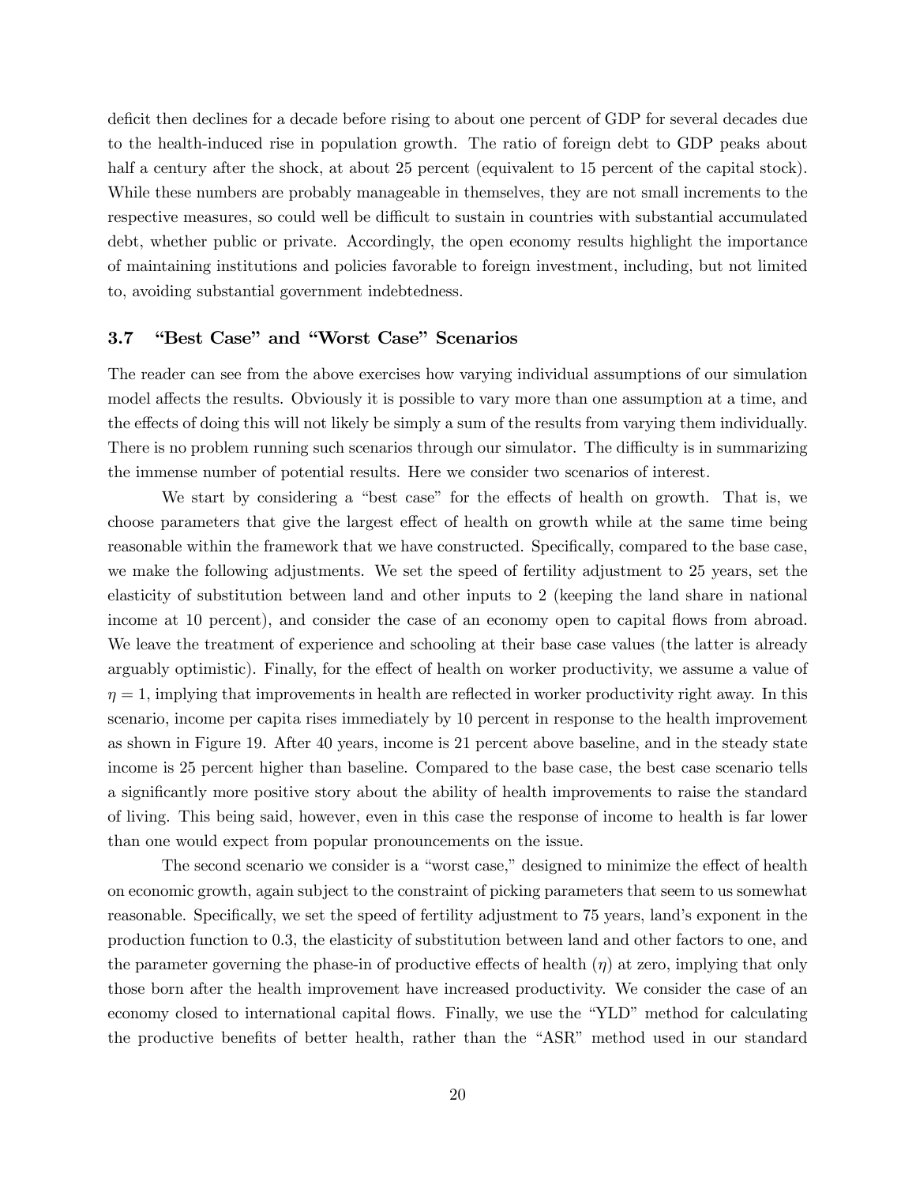deficit then declines for a decade before rising to about one percent of GDP for several decades due to the health-induced rise in population growth. The ratio of foreign debt to GDP peaks about half a century after the shock, at about 25 percent (equivalent to 15 percent of the capital stock). While these numbers are probably manageable in themselves, they are not small increments to the respective measures, so could well be difficult to sustain in countries with substantial accumulated debt, whether public or private. Accordingly, the open economy results highlight the importance of maintaining institutions and policies favorable to foreign investment, including, but not limited to, avoiding substantial government indebtedness.

### 3.7 "Best Case" and "Worst Case" Scenarios

The reader can see from the above exercises how varying individual assumptions of our simulation model affects the results. Obviously it is possible to vary more than one assumption at a time, and the effects of doing this will not likely be simply a sum of the results from varying them individually. There is no problem running such scenarios through our simulator. The difficulty is in summarizing the immense number of potential results. Here we consider two scenarios of interest.

We start by considering a "best case" for the effects of health on growth. That is, we choose parameters that give the largest effect of health on growth while at the same time being reasonable within the framework that we have constructed. Specifically, compared to the base case, we make the following adjustments. We set the speed of fertility adjustment to 25 years, set the elasticity of substitution between land and other inputs to 2 (keeping the land share in national income at 10 percent), and consider the case of an economy open to capital flows from abroad. We leave the treatment of experience and schooling at their base case values (the latter is already arguably optimistic). Finally, for the effect of health on worker productivity, we assume a value of $\eta = 1$, implying that improvements in health are reflected in worker productivity right away. In this scenario, income per capita rises immediately by 10 percent in response to the health improvement as shown in Figure 19. After 40 years, income is 21 percent above baseline, and in the steady state income is 25 percent higher than baseline. Compared to the base case, the best case scenario tells a significantly more positive story about the ability of health improvements to raise the standard of living. This being said, however, even in this case the response of income to health is far lower than one would expect from popular pronouncements on the issue.

The second scenario we consider is a "worst case," designed to minimize the effect of health on economic growth, again subject to the constraint of picking parameters that seem to us somewhat reasonable. Specifically, we set the speed of fertility adjustment to 75 years, land's exponent in the production function to 0.3, the elasticity of substitution between land and other factors to one, and the parameter governing the phase-in of productive effects of health ($\eta$) at zero, implying that only those born after the health improvement have increased productivity. We consider the case of an economy closed to international capital flows. Finally, we use the "YLD" method for calculating the productive benefits of better health, rather than the "ASR" method used in our standard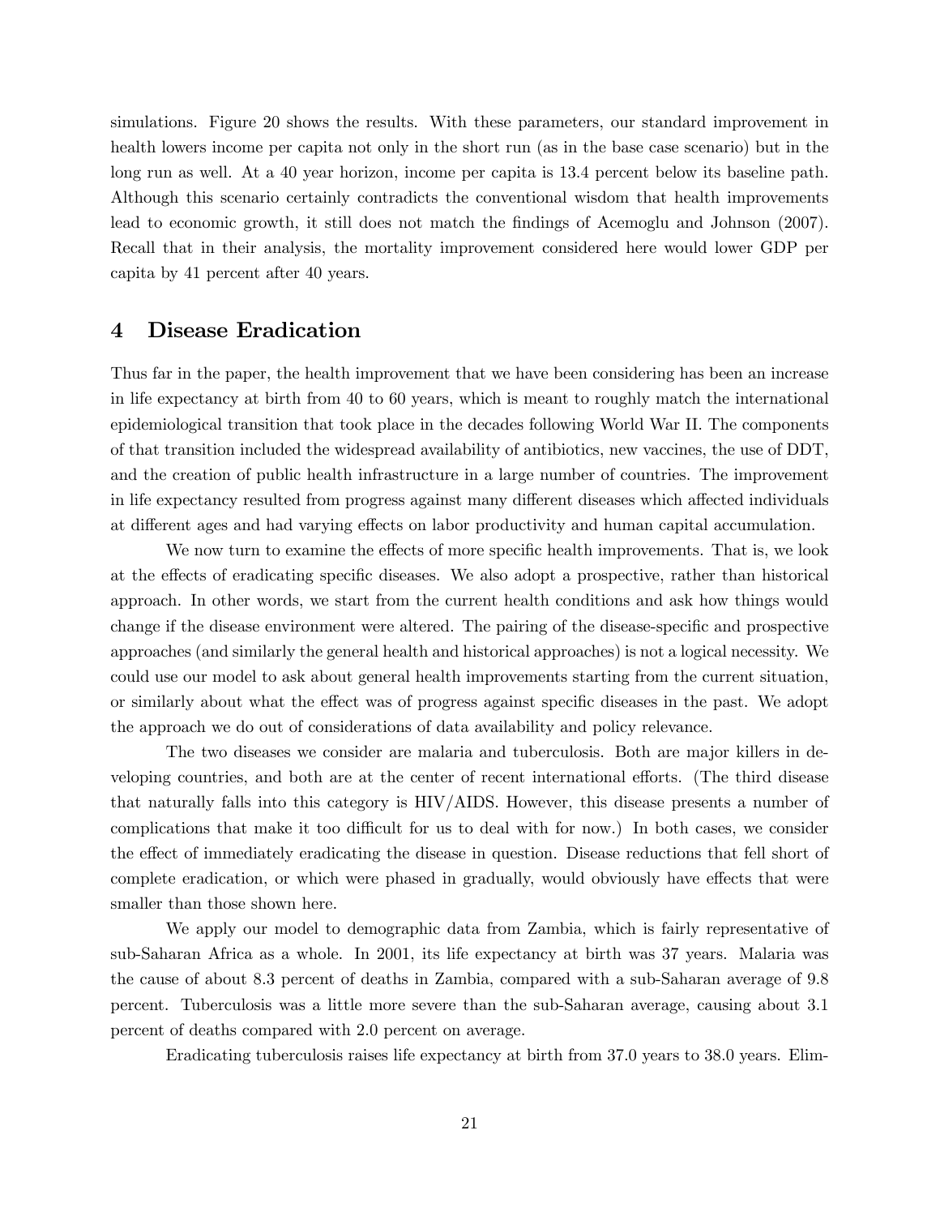simulations. Figure 20 shows the results. With these parameters, our standard improvement in health lowers income per capita not only in the short run (as in the base case scenario) but in the long run as well. At a 40 year horizon, income per capita is 13.4 percent below its baseline path. Although this scenario certainly contradicts the conventional wisdom that health improvements lead to economic growth, it still does not match the findings of Acemoglu and Johnson (2007). Recall that in their analysis, the mortality improvement considered here would lower GDP per capita by 41 percent after 40 years.

## 4 Disease Eradication

Thus far in the paper, the health improvement that we have been considering has been an increase in life expectancy at birth from 40 to 60 years, which is meant to roughly match the international epidemiological transition that took place in the decades following World War II. The components of that transition included the widespread availability of antibiotics, new vaccines, the use of DDT, and the creation of public health infrastructure in a large number of countries. The improvement in life expectancy resulted from progress against many different diseases which affected individuals at different ages and had varying effects on labor productivity and human capital accumulation.

We now turn to examine the effects of more specific health improvements. That is, we look at the effects of eradicating specific diseases. We also adopt a prospective, rather than historical approach. In other words, we start from the current health conditions and ask how things would change if the disease environment were altered. The pairing of the disease-specific and prospective approaches (and similarly the general health and historical approaches) is not a logical necessity. We could use our model to ask about general health improvements starting from the current situation, or similarly about what the effect was of progress against specific diseases in the past. We adopt the approach we do out of considerations of data availability and policy relevance.

The two diseases we consider are malaria and tuberculosis. Both are major killers in developing countries, and both are at the center of recent international efforts. (The third disease that naturally falls into this category is HIV/AIDS. However, this disease presents a number of complications that make it too difficult for us to deal with for now.) In both cases, we consider the effect of immediately eradicating the disease in question. Disease reductions that fell short of complete eradication, or which were phased in gradually, would obviously have effects that were smaller than those shown here.

We apply our model to demographic data from Zambia, which is fairly representative of sub-Saharan Africa as a whole. In 2001, its life expectancy at birth was 37 years. Malaria was the cause of about 8.3 percent of deaths in Zambia, compared with a sub-Saharan average of 9.8 percent. Tuberculosis was a little more severe than the sub-Saharan average, causing about 3.1 percent of deaths compared with 2.0 percent on average.

Eradicating tuberculosis raises life expectancy at birth from 37.0 years to 38.0 years. Elim-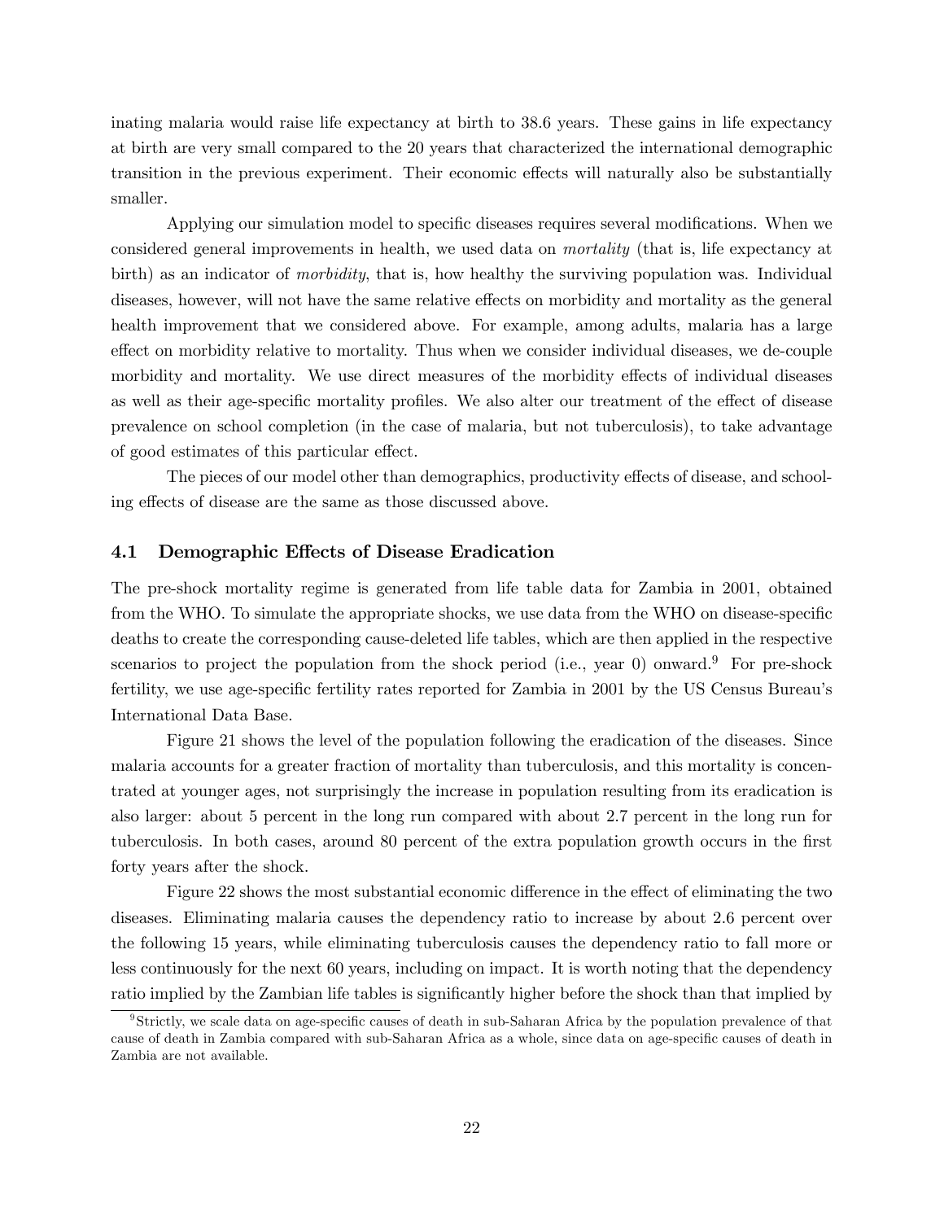inating malaria would raise life expectancy at birth to 38.6 years. These gains in life expectancy at birth are very small compared to the 20 years that characterized the international demographic transition in the previous experiment. Their economic effects will naturally also be substantially smaller.

Applying our simulation model to specific diseases requires several modifications. When we considered general improvements in health, we used data on *mortality* (that is, life expectancy at birth) as an indicator of *morbidity*, that is, how healthy the surviving population was. Individual diseases, however, will not have the same relative effects on morbidity and mortality as the general health improvement that we considered above. For example, among adults, malaria has a large effect on morbidity relative to mortality. Thus when we consider individual diseases, we de-couple morbidity and mortality. We use direct measures of the morbidity effects of individual diseases as well as their age-specific mortality profiles. We also alter our treatment of the effect of disease prevalence on school completion (in the case of malaria, but not tuberculosis), to take advantage of good estimates of this particular effect.

The pieces of our model other than demographics, productivity effects of disease, and schooling effects of disease are the same as those discussed above.

### 4.1 Demographic Effects of Disease Eradication

The pre-shock mortality regime is generated from life table data for Zambia in 2001, obtained from the WHO. To simulate the appropriate shocks, we use data from the WHO on disease-specific deaths to create the corresponding cause-deleted life tables, which are then applied in the respective scenarios to project the population from the shock period (i.e., year 0) onward.[9] For pre-shock fertility, we use age-specific fertility rates reported for Zambia in 2001 by the US Census Bureau's International Data Base.

Figure 21 shows the level of the population following the eradication of the diseases. Since malaria accounts for a greater fraction of mortality than tuberculosis, and this mortality is concentrated at younger ages, not surprisingly the increase in population resulting from its eradication is also larger: about 5 percent in the long run compared with about 2.7 percent in the long run for tuberculosis. In both cases, around 80 percent of the extra population growth occurs in the first forty years after the shock.

Figure 22 shows the most substantial economic difference in the effect of eliminating the two diseases. Eliminating malaria causes the dependency ratio to increase by about 2.6 percent over the following 15 years, while eliminating tuberculosis causes the dependency ratio to fall more or less continuously for the next 60 years, including on impact. It is worth noting that the dependency ratio implied by the Zambian life tables is significantly higher before the shock than that implied by

[9] Strictly, we scale data on age-specific causes of death in sub-Saharan Africa by the population prevalence of that cause of death in Zambia compared with sub-Saharan Africa as a whole, since data on age-specific causes of death in Zambia are not available.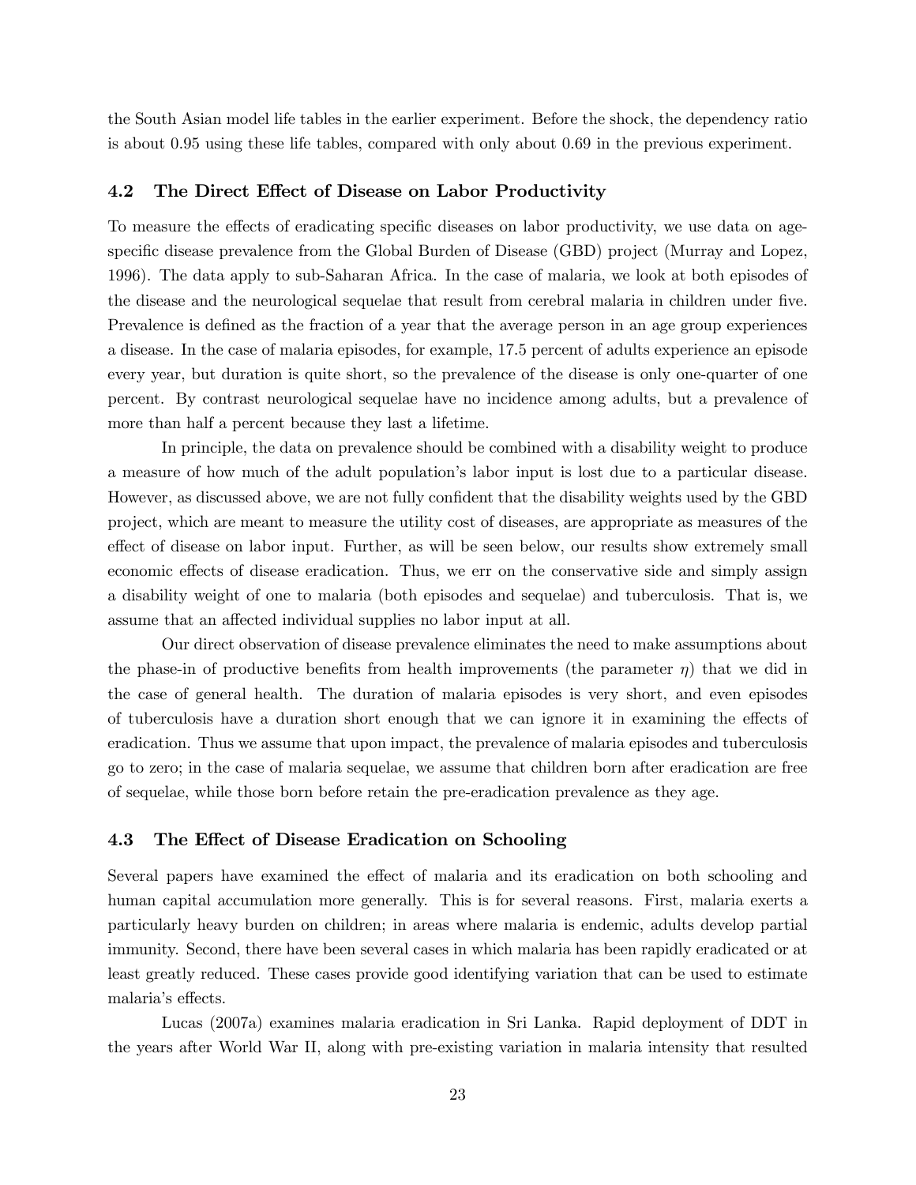the South Asian model life tables in the earlier experiment. Before the shock, the dependency ratio is about 0.95 using these life tables, compared with only about 0.69 in the previous experiment.

### 4.2 The Direct Effect of Disease on Labor Productivity

To measure the effects of eradicating specific diseases on labor productivity, we use data on age-specific disease prevalence from the Global Burden of Disease (GBD) project (Murray and Lopez, 1996). The data apply to sub-Saharan Africa. In the case of malaria, we look at both episodes of the disease and the neurological sequelae that result from cerebral malaria in children under five. Prevalence is defined as the fraction of a year that the average person in an age group experiences a disease. In the case of malaria episodes, for example, 17.5 percent of adults experience an episode every year, but duration is quite short, so the prevalence of the disease is only one-quarter of one percent. By contrast neurological sequelae have no incidence among adults, but a prevalence of more than half a percent because they last a lifetime.

In principle, the data on prevalence should be combined with a disability weight to produce a measure of how much of the adult population's labor input is lost due to a particular disease. However, as discussed above, we are not fully confident that the disability weights used by the GBD project, which are meant to measure the utility cost of diseases, are appropriate as measures of the effect of disease on labor input. Further, as will be seen below, our results show extremely small economic effects of disease eradication. Thus, we err on the conservative side and simply assign a disability weight of one to malaria (both episodes and sequelae) and tuberculosis. That is, we assume that an affected individual supplies no labor input at all.

Our direct observation of disease prevalence eliminates the need to make assumptions about the phase-in of productive benefits from health improvements (the parameter $\eta$) that we did in the case of general health. The duration of malaria episodes is very short, and even episodes of tuberculosis have a duration short enough that we can ignore it in examining the effects of eradication. Thus we assume that upon impact, the prevalence of malaria episodes and tuberculosis go to zero; in the case of malaria sequelae, we assume that children born after eradication are free of sequelae, while those born before retain the pre-eradication prevalence as they age.

### 4.3 The Effect of Disease Eradication on Schooling

Several papers have examined the effect of malaria and its eradication on both schooling and human capital accumulation more generally. This is for several reasons. First, malaria exerts a particularly heavy burden on children; in areas where malaria is endemic, adults develop partial immunity. Second, there have been several cases in which malaria has been rapidly eradicated or at least greatly reduced. These cases provide good identifying variation that can be used to estimate malaria's effects.

Lucas (2007a) examines malaria eradication in Sri Lanka. Rapid deployment of DDT in the years after World War II, along with pre-existing variation in malaria intensity that resulted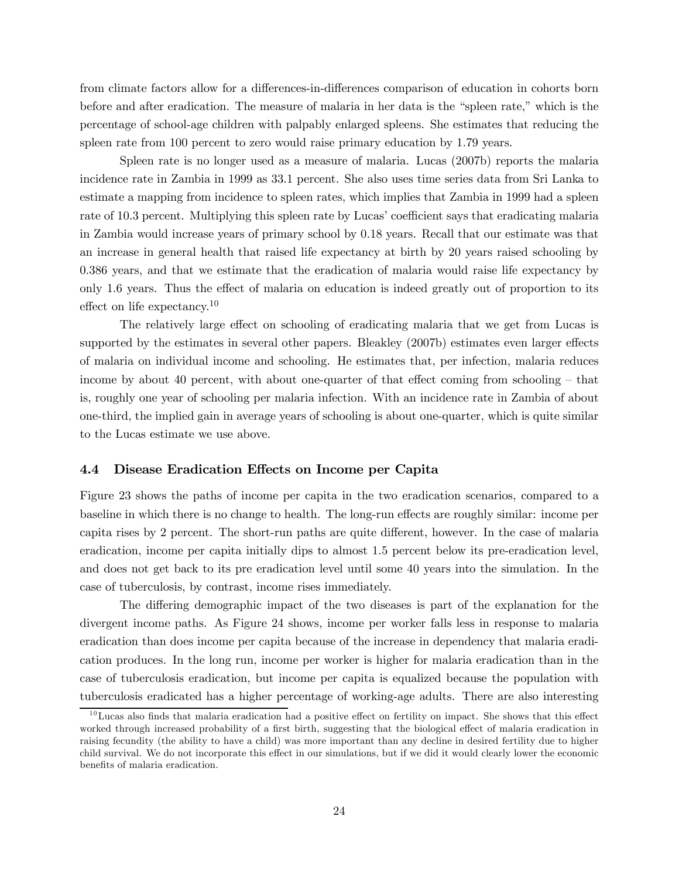from climate factors allow for a differences-in-differences comparison of education in cohorts born before and after eradication. The measure of malaria in her data is the "spleen rate," which is the percentage of school-age children with palpably enlarged spleens. She estimates that reducing the spleen rate from 100 percent to zero would raise primary education by 1.79 years.

Spleen rate is no longer used as a measure of malaria. Lucas (2007b) reports the malaria incidence rate in Zambia in 1999 as 33.1 percent. She also uses time series data from Sri Lanka to estimate a mapping from incidence to spleen rates, which implies that Zambia in 1999 had a spleen rate of 10.3 percent. Multiplying this spleen rate by Lucas' coefficient says that eradicating malaria in Zambia would increase years of primary school by 0.18 years. Recall that our estimate was that an increase in general health that raised life expectancy at birth by 20 years raised schooling by 0.386 years, and that we estimate that the eradication of malaria would raise life expectancy by only 1.6 years. Thus the effect of malaria on education is indeed greatly out of proportion to its effect on life expectancy.[10]

The relatively large effect on schooling of eradicating malaria that we get from Lucas is supported by the estimates in several other papers. Bleakley (2007b) estimates even larger effects of malaria on individual income and schooling. He estimates that, per infection, malaria reduces income by about 40 percent, with about one-quarter of that effect coming from schooling – that is, roughly one year of schooling per malaria infection. With an incidence rate in Zambia of about one-third, the implied gain in average years of schooling is about one-quarter, which is quite similar to the Lucas estimate we use above.

### 4.4 Disease Eradication Effects on Income per Capita

Figure 23 shows the paths of income per capita in the two eradication scenarios, compared to a baseline in which there is no change to health. The long-run effects are roughly similar: income per capita rises by 2 percent. The short-run paths are quite different, however. In the case of malaria eradication, income per capita initially dips to almost 1.5 percent below its pre-eradication level, and does not get back to its pre eradication level until some 40 years into the simulation. In the case of tuberculosis, by contrast, income rises immediately.

The differing demographic impact of the two diseases is part of the explanation for the divergent income paths. As Figure 24 shows, income per worker falls less in response to malaria eradication than does income per capita because of the increase in dependency that malaria eradication produces. In the long run, income per worker is higher for malaria eradication than in the case of tuberculosis eradication, but income per capita is equalized because the population with tuberculosis eradicated has a higher percentage of working-age adults. There are also interesting

[10] Lucas also finds that malaria eradication had a positive effect on fertility on impact. She shows that this effect worked through increased probability of a first birth, suggesting that the biological effect of malaria eradication in raising fecundity (the ability to have a child) was more important than any decline in desired fertility due to higher child survival. We do not incorporate this effect in our simulations, but if we did it would clearly lower the economic benefits of malaria eradication.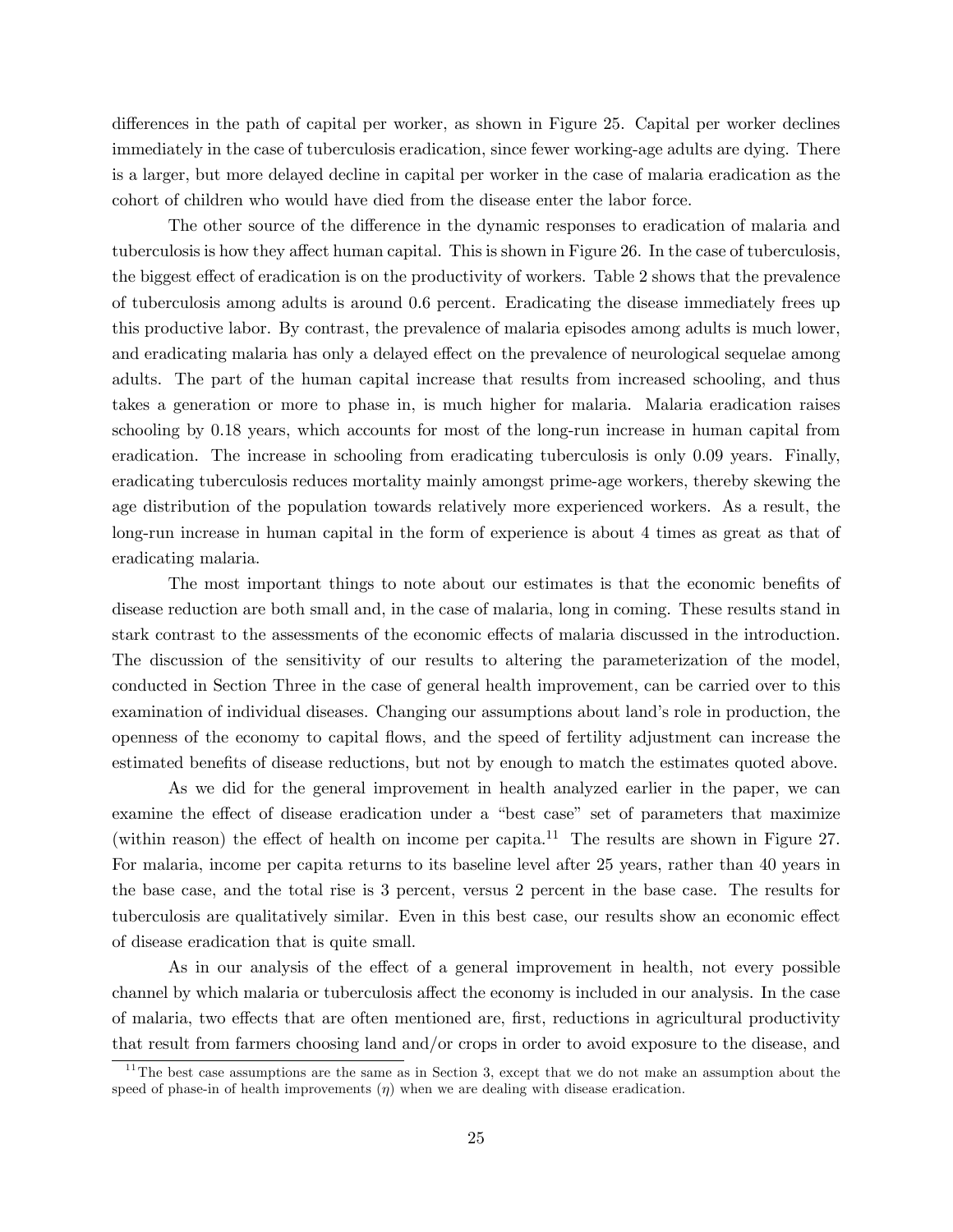differences in the path of capital per worker, as shown in Figure 25. Capital per worker declines immediately in the case of tuberculosis eradication, since fewer working-age adults are dying. There is a larger, but more delayed decline in capital per worker in the case of malaria eradication as the cohort of children who would have died from the disease enter the labor force.

The other source of the difference in the dynamic responses to eradication of malaria and tuberculosis is how they affect human capital. This is shown in Figure 26. In the case of tuberculosis, the biggest effect of eradication is on the productivity of workers. Table 2 shows that the prevalence of tuberculosis among adults is around 0.6 percent. Eradicating the disease immediately frees up this productive labor. By contrast, the prevalence of malaria episodes among adults is much lower, and eradicating malaria has only a delayed effect on the prevalence of neurological sequelae among adults. The part of the human capital increase that results from increased schooling, and thus takes a generation or more to phase in, is much higher for malaria. Malaria eradication raises schooling by 0.18 years, which accounts for most of the long-run increase in human capital from eradication. The increase in schooling from eradicating tuberculosis is only 0.09 years. Finally, eradicating tuberculosis reduces mortality mainly amongst prime-age workers, thereby skewing the age distribution of the population towards relatively more experienced workers. As a result, the long-run increase in human capital in the form of experience is about 4 times as great as that of eradicating malaria.

The most important things to note about our estimates is that the economic benefits of disease reduction are both small and, in the case of malaria, long in coming. These results stand in stark contrast to the assessments of the economic effects of malaria discussed in the introduction. The discussion of the sensitivity of our results to altering the parameterization of the model, conducted in Section Three in the case of general health improvement, can be carried over to this examination of individual diseases. Changing our assumptions about land's role in production, the openness of the economy to capital flows, and the speed of fertility adjustment can increase the estimated benefits of disease reductions, but not by enough to match the estimates quoted above.

As we did for the general improvement in health analyzed earlier in the paper, we can examine the effect of disease eradication under a "best case" set of parameters that maximize (within reason) the effect of health on income per capita.[11] The results are shown in Figure 27. For malaria, income per capita returns to its baseline level after 25 years, rather than 40 years in the base case, and the total rise is 3 percent, versus 2 percent in the base case. The results for tuberculosis are qualitatively similar. Even in this best case, our results show an economic effect of disease eradication that is quite small.

As in our analysis of the effect of a general improvement in health, not every possible channel by which malaria or tuberculosis affect the economy is included in our analysis. In the case of malaria, two effects that are often mentioned are, first, reductions in agricultural productivity that result from farmers choosing land and/or crops in order to avoid exposure to the disease, and

[11] The best case assumptions are the same as in Section 3, except that we do not make an assumption about the speed of phase-in of health improvements ($\eta$) when we are dealing with disease eradication.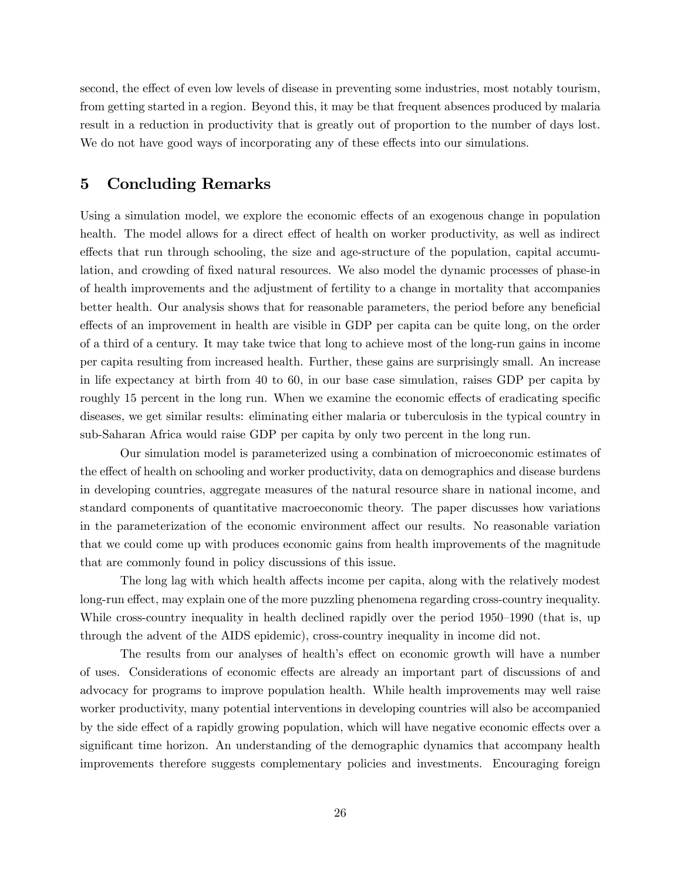second, the effect of even low levels of disease in preventing some industries, most notably tourism, from getting started in a region. Beyond this, it may be that frequent absences produced by malaria result in a reduction in productivity that is greatly out of proportion to the number of days lost. We do not have good ways of incorporating any of these effects into our simulations.

## 5 Concluding Remarks

Using a simulation model, we explore the economic effects of an exogenous change in population health. The model allows for a direct effect of health on worker productivity, as well as indirect effects that run through schooling, the size and age-structure of the population, capital accumulation, and crowding of fixed natural resources. We also model the dynamic processes of phase-in of health improvements and the adjustment of fertility to a change in mortality that accompanies better health. Our analysis shows that for reasonable parameters, the period before any beneficial effects of an improvement in health are visible in GDP per capita can be quite long, on the order of a third of a century. It may take twice that long to achieve most of the long-run gains in income per capita resulting from increased health. Further, these gains are surprisingly small. An increase in life expectancy at birth from 40 to 60, in our base case simulation, raises GDP per capita by roughly 15 percent in the long run. When we examine the economic effects of eradicating specific diseases, we get similar results: eliminating either malaria or tuberculosis in the typical country in sub-Saharan Africa would raise GDP per capita by only two percent in the long run.

Our simulation model is parameterized using a combination of microeconomic estimates of the effect of health on schooling and worker productivity, data on demographics and disease burdens in developing countries, aggregate measures of the natural resource share in national income, and standard components of quantitative macroeconomic theory. The paper discusses how variations in the parameterization of the economic environment affect our results. No reasonable variation that we could come up with produces economic gains from health improvements of the magnitude that are commonly found in policy discussions of this issue.

The long lag with which health affects income per capita, along with the relatively modest long-run effect, may explain one of the more puzzling phenomena regarding cross-country inequality. While cross-country inequality in health declined rapidly over the period 1950–1990 (that is, up through the advent of the AIDS epidemic), cross-country inequality in income did not.

The results from our analyses of health's effect on economic growth will have a number of uses. Considerations of economic effects are already an important part of discussions of and advocacy for programs to improve population health. While health improvements may well raise worker productivity, many potential interventions in developing countries will also be accompanied by the side effect of a rapidly growing population, which will have negative economic effects over a significant time horizon. An understanding of the demographic dynamics that accompany health improvements therefore suggests complementary policies and investments. Encouraging foreign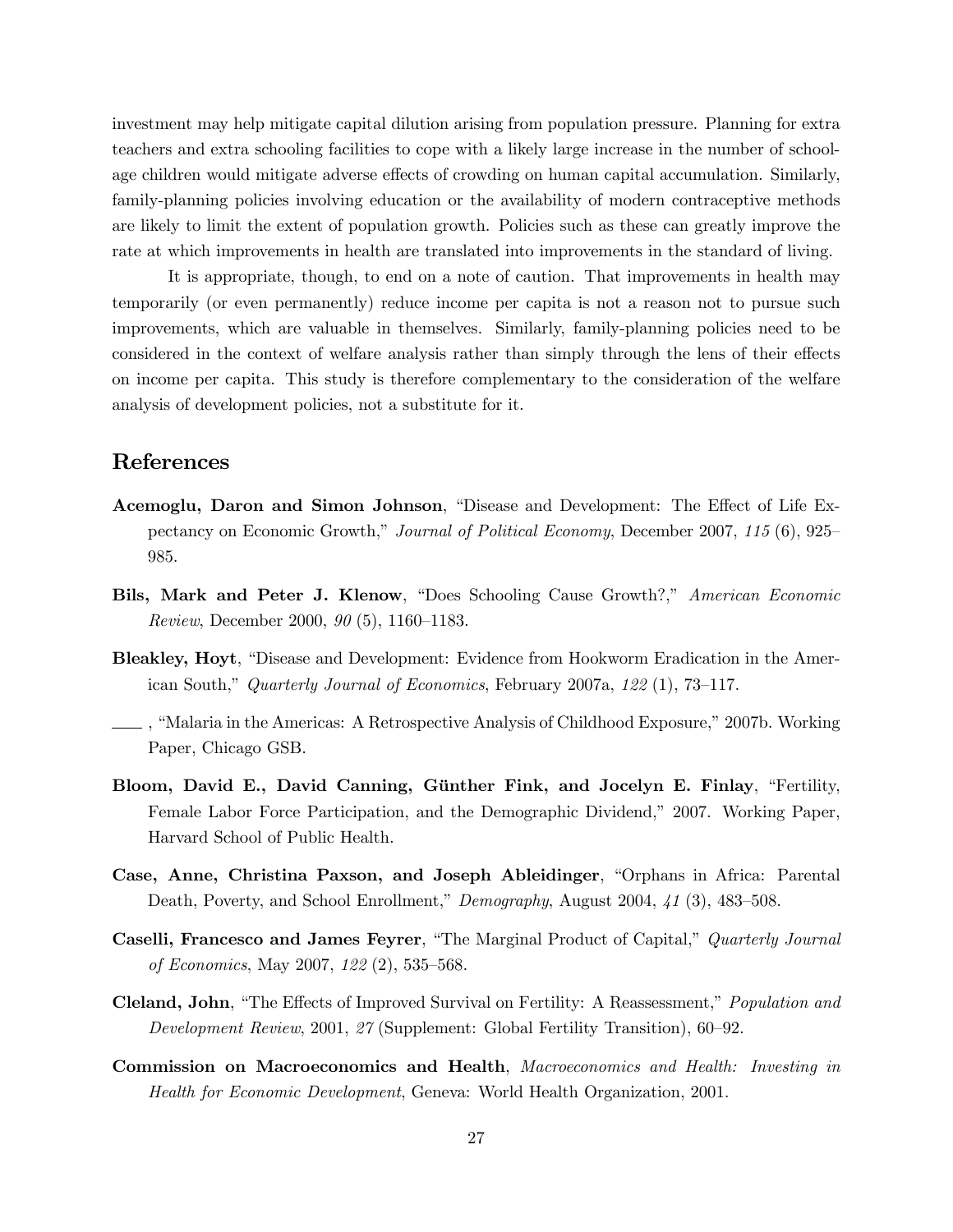investment may help mitigate capital dilution arising from population pressure. Planning for extra teachers and extra schooling facilities to cope with a likely large increase in the number of school-age children would mitigate adverse effects of crowding on human capital accumulation. Similarly, family-planning policies involving education or the availability of modern contraceptive methods are likely to limit the extent of population growth. Policies such as these can greatly improve the rate at which improvements in health are translated into improvements in the standard of living.

It is appropriate, though, to end on a note of caution. That improvements in health may temporarily (or even permanently) reduce income per capita is not a reason not to pursue such improvements, which are valuable in themselves. Similarly, family-planning policies need to be considered in the context of welfare analysis rather than simply through the lens of their effects on income per capita. This study is therefore complementary to the consideration of the welfare analysis of development policies, not a substitute for it.

## References

**Acemoglu, Daron and Simon Johnson**, "Disease and Development: The Effect of Life Expectancy on Economic Growth," *Journal of Political Economy*, December 2007, *115* (6), 925–985.

**Bils, Mark and Peter J. Klenow**, "Does Schooling Cause Growth?," *American Economic Review*, December 2000, *90* (5), 1160–1183.

**Bleakley, Hoyt**, "Disease and Development: Evidence from Hookworm Eradication in the American South," *Quarterly Journal of Economics*, February 2007a, *122* (1), 73–117.

——, "Malaria in the Americas: A Retrospective Analysis of Childhood Exposure," 2007b. Working Paper, Chicago GSB.

**Bloom, David E., David Canning, Günther Fink, and Jocelyn E. Finlay**, "Fertility, Female Labor Force Participation, and the Demographic Dividend," 2007. Working Paper, Harvard School of Public Health.

**Case, Anne, Christina Paxson, and Joseph Ableidinger**, "Orphans in Africa: Parental Death, Poverty, and School Enrollment," *Demography*, August 2004, *41* (3), 483–508.

**Caselli, Francesco and James Feyrer**, "The Marginal Product of Capital," *Quarterly Journal of Economics*, May 2007, *122* (2), 535–568.

**Cleland, John**, "The Effects of Improved Survival on Fertility: A Reassessment," *Population and Development Review*, 2001, *27* (Supplement: Global Fertility Transition), 60–92.

**Commission on Macroeconomics and Health**, *Macroeconomics and Health: Investing in Health for Economic Development*, Geneva: World Health Organization, 2001.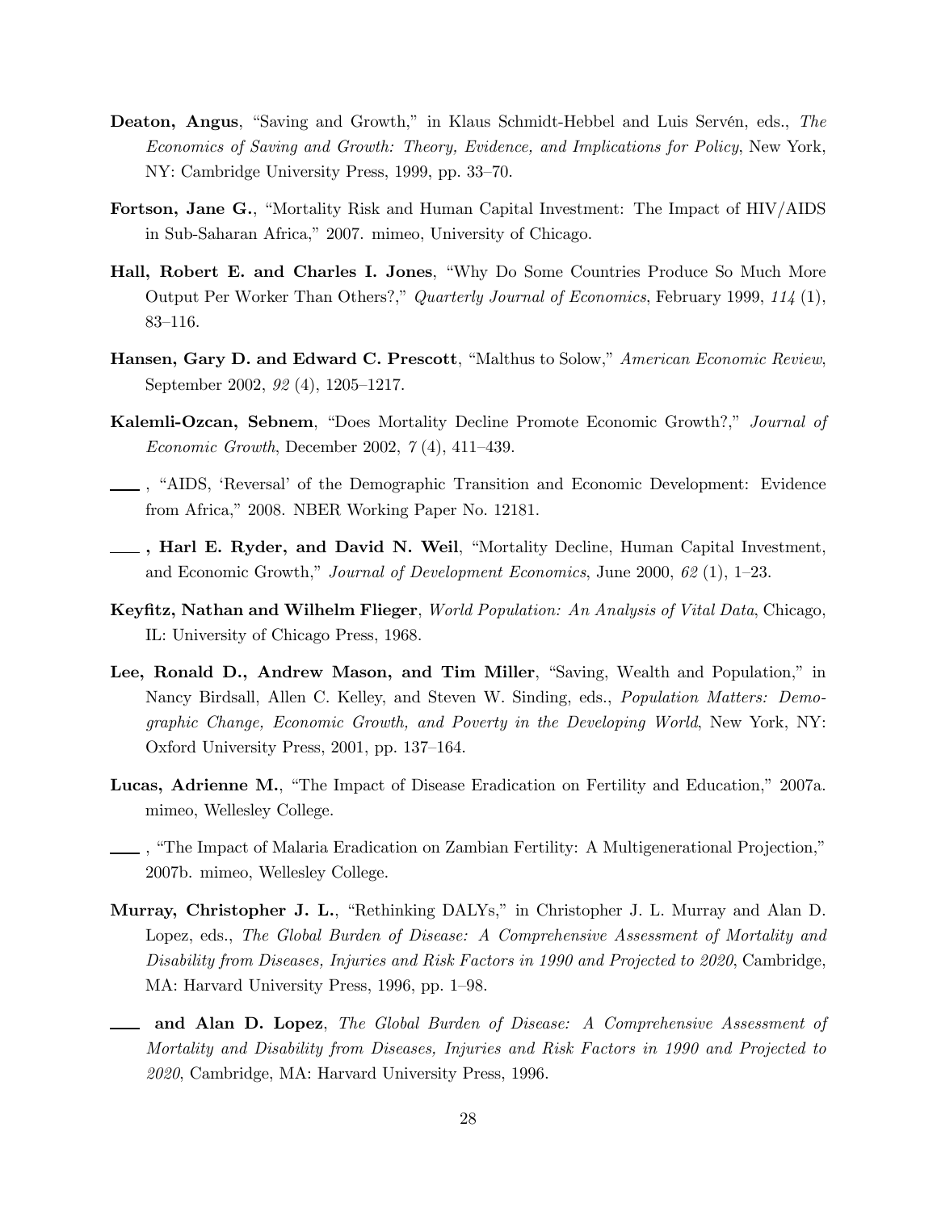**Deaton, Angus**, "Saving and Growth," in Klaus Schmidt-Hebbel and Luis Servén, eds., *The Economics of Saving and Growth: Theory, Evidence, and Implications for Policy*, New York, NY: Cambridge University Press, 1999, pp. 33–70.

**Fortson, Jane G.**, "Mortality Risk and Human Capital Investment: The Impact of HIV/AIDS in Sub-Saharan Africa," 2007. mimeo, University of Chicago.

**Hall, Robert E. and Charles I. Jones**, "Why Do Some Countries Produce So Much More Output Per Worker Than Others?," *Quarterly Journal of Economics*, February 1999, *114* (1), 83–116.

**Hansen, Gary D. and Edward C. Prescott**, "Malthus to Solow," *American Economic Review*, September 2002, *92* (4), 1205–1217.

**Kalemli-Ozcan, Sebnem**, "Does Mortality Decline Promote Economic Growth?," *Journal of Economic Growth*, December 2002, *7* (4), 411–439.

\_\_\_\_ , "AIDS, 'Reversal' of the Demographic Transition and Economic Development: Evidence from Africa," 2008. NBER Working Paper No. 12181.

\_\_\_\_ **, Harl E. Ryder, and David N. Weil**, "Mortality Decline, Human Capital Investment, and Economic Growth," *Journal of Development Economics*, June 2000, *62* (1), 1–23.

**Keyfitz, Nathan and Wilhelm Flieger**, *World Population: An Analysis of Vital Data*, Chicago, IL: University of Chicago Press, 1968.

**Lee, Ronald D., Andrew Mason, and Tim Miller**, "Saving, Wealth and Population," in Nancy Birdsall, Allen C. Kelley, and Steven W. Sinding, eds., *Population Matters: Demographic Change, Economic Growth, and Poverty in the Developing World*, New York, NY: Oxford University Press, 2001, pp. 137–164.

**Lucas, Adrienne M.**, "The Impact of Disease Eradication on Fertility and Education," 2007a. mimeo, Wellesley College.

\_\_\_\_ , "The Impact of Malaria Eradication on Zambian Fertility: A Multigenerational Projection," 2007b. mimeo, Wellesley College.

**Murray, Christopher J. L.**, "Rethinking DALYs," in Christopher J. L. Murray and Alan D. Lopez, eds., *The Global Burden of Disease: A Comprehensive Assessment of Mortality and Disability from Diseases, Injuries and Risk Factors in 1990 and Projected to 2020*, Cambridge, MA: Harvard University Press, 1996, pp. 1–98.

\_\_\_\_ **and Alan D. Lopez**, *The Global Burden of Disease: A Comprehensive Assessment of Mortality and Disability from Diseases, Injuries and Risk Factors in 1990 and Projected to 2020*, Cambridge, MA: Harvard University Press, 1996.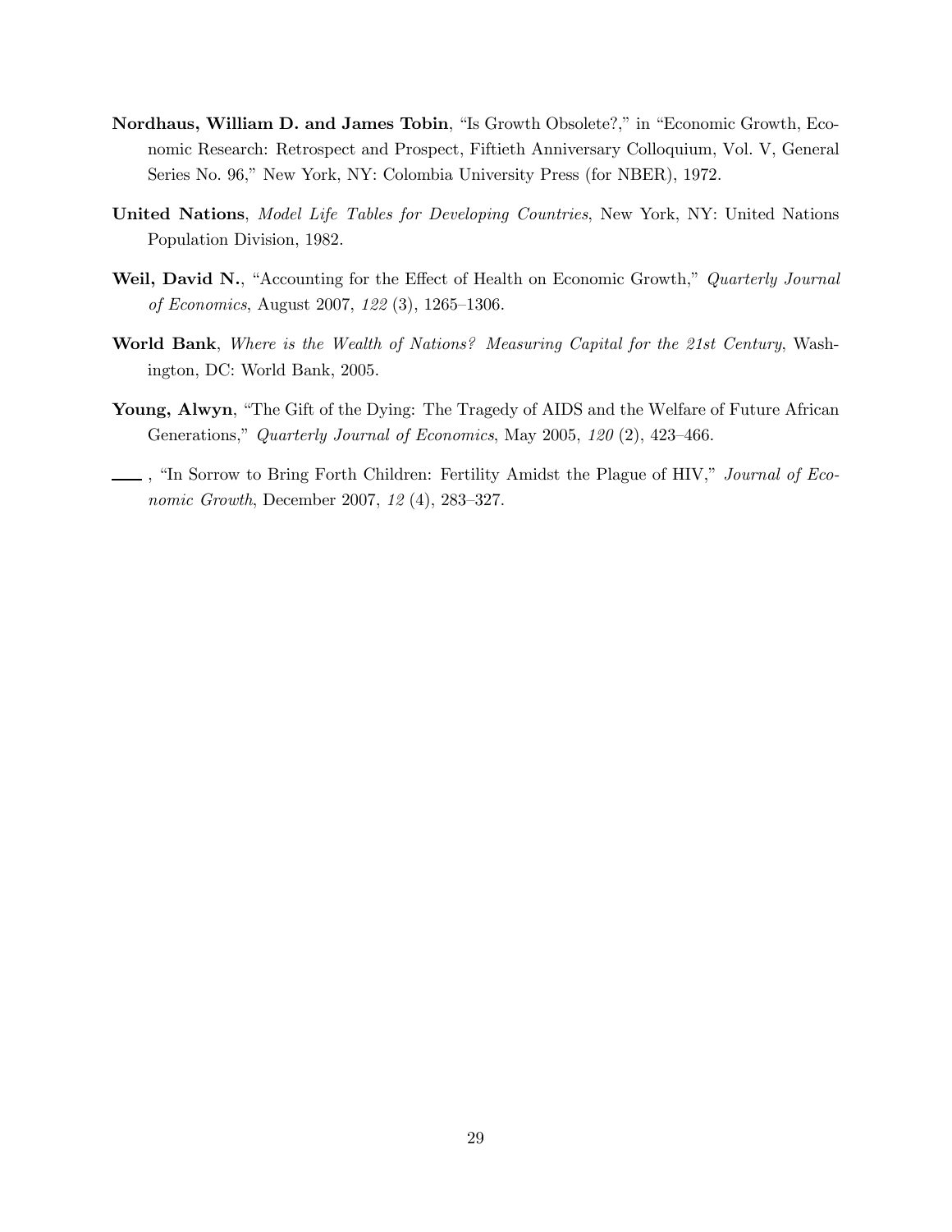**Nordhaus, William D. and James Tobin**, "Is Growth Obsolete?," in "Economic Growth, Economic Research: Retrospect and Prospect, Fiftieth Anniversary Colloquium, Vol. V, General Series No. 96," New York, NY: Colombia University Press (for NBER), 1972.

**United Nations**, *Model Life Tables for Developing Countries*, New York, NY: United Nations Population Division, 1982.

**Weil, David N.**, "Accounting for the Effect of Health on Economic Growth," *Quarterly Journal of Economics*, August 2007, *122* (3), 1265–1306.

**World Bank**, *Where is the Wealth of Nations? Measuring Capital for the 21st Century*, Washington, DC: World Bank, 2005.

**Young, Alwyn**, "The Gift of the Dying: The Tragedy of AIDS and the Welfare of Future African Generations," *Quarterly Journal of Economics*, May 2005, *120* (2), 423–466.

\_\_\_\_ , "In Sorrow to Bring Forth Children: Fertility Amidst the Plague of HIV," *Journal of Economic Growth*, December 2007, *12* (4), 283–327.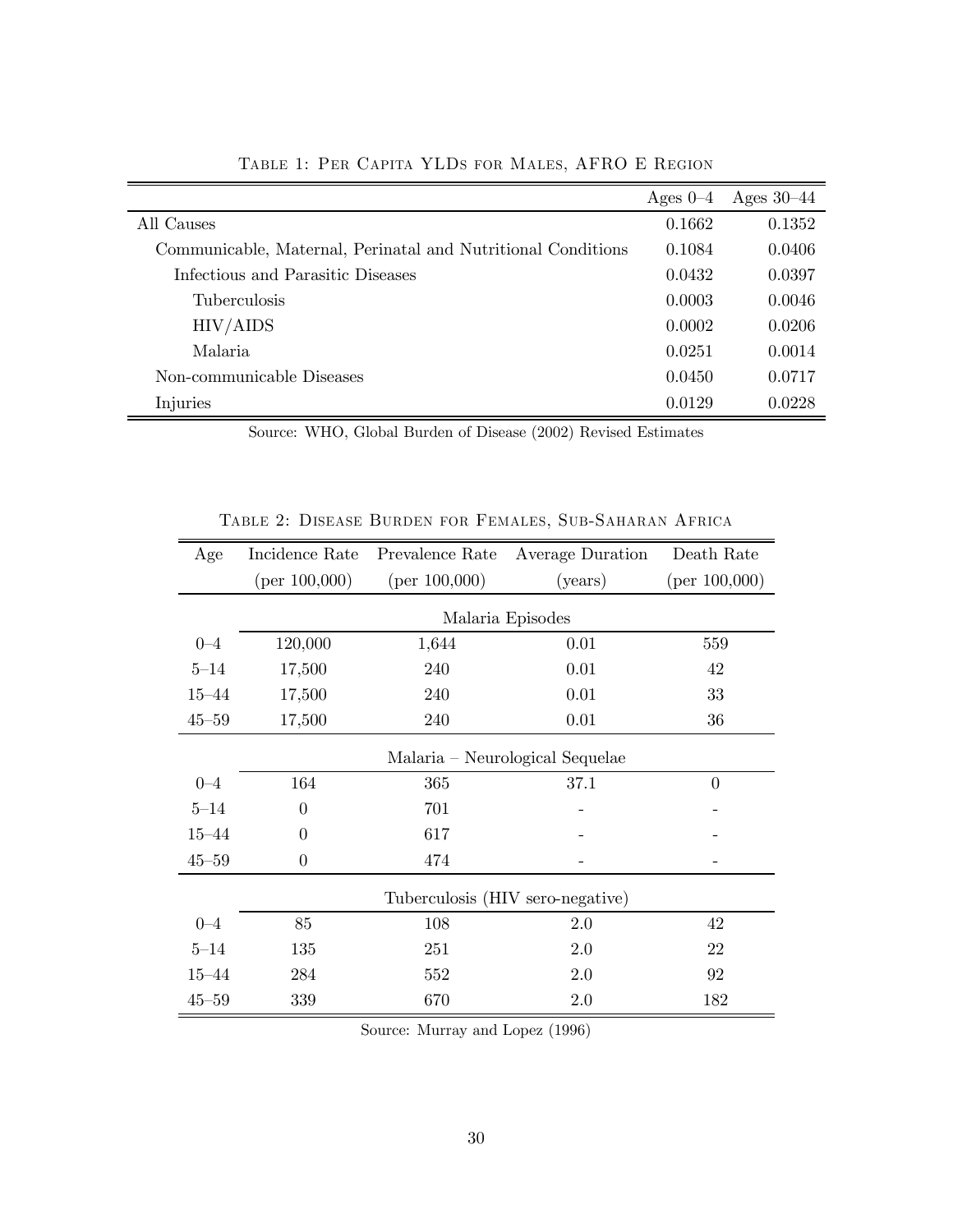Table 1: Per Capita YLDs for Males, AFRO E Region

| | Ages 0–4 | Ages 30–44 |
|---|---|---|
| All Causes | 0.1662 | 0.1352 |
| Communicable, Maternal, Perinatal and Nutritional Conditions | 0.1084 | 0.0406 |
| Infectious and Parasitic Diseases | 0.0432 | 0.0397 |
| Tuberculosis | 0.0003 | 0.0046 |
| HIV/AIDS | 0.0002 | 0.0206 |
| Malaria | 0.0251 | 0.0014 |
| Non-communicable Diseases | 0.0450 | 0.0717 |
| Injuries | 0.0129 | 0.0228 |

Source: WHO, Global Burden of Disease (2002) Revised Estimates

Table 2: Disease Burden for Females, Sub-Saharan Africa

| Age | Incidence Rate (per 100,000) | Prevalence Rate (per 100,000) | Average Duration (years) | Death Rate (per 100,000) |
|---|---|---|---|---|
| | Malaria Episodes | | | |
| 0–4 | 120,000 | 1,644 | 0.01 | 559 |
| 5–14 | 17,500 | 240 | 0.01 | 42 |
| 15–44 | 17,500 | 240 | 0.01 | 33 |
| 45–59 | 17,500 | 240 | 0.01 | 36 |
| | Malaria – Neurological Sequelae | | | |
| 0–4 | 164 | 365 | 37.1 | 0 |
| 5–14 | 0 | 701 | - | - |
| 15–44 | 0 | 617 | - | - |
| 45–59 | 0 | 474 | - | - |
| | Tuberculosis (HIV sero-negative) | | | |
| 0–4 | 85 | 108 | 2.0 | 42 |
| 5–14 | 135 | 251 | 2.0 | 22 |
| 15–44 | 284 | 552 | 2.0 | 92 |
| 45–59 | 339 | 670 | 2.0 | 182 |

Source: Murray and Lopez (1996)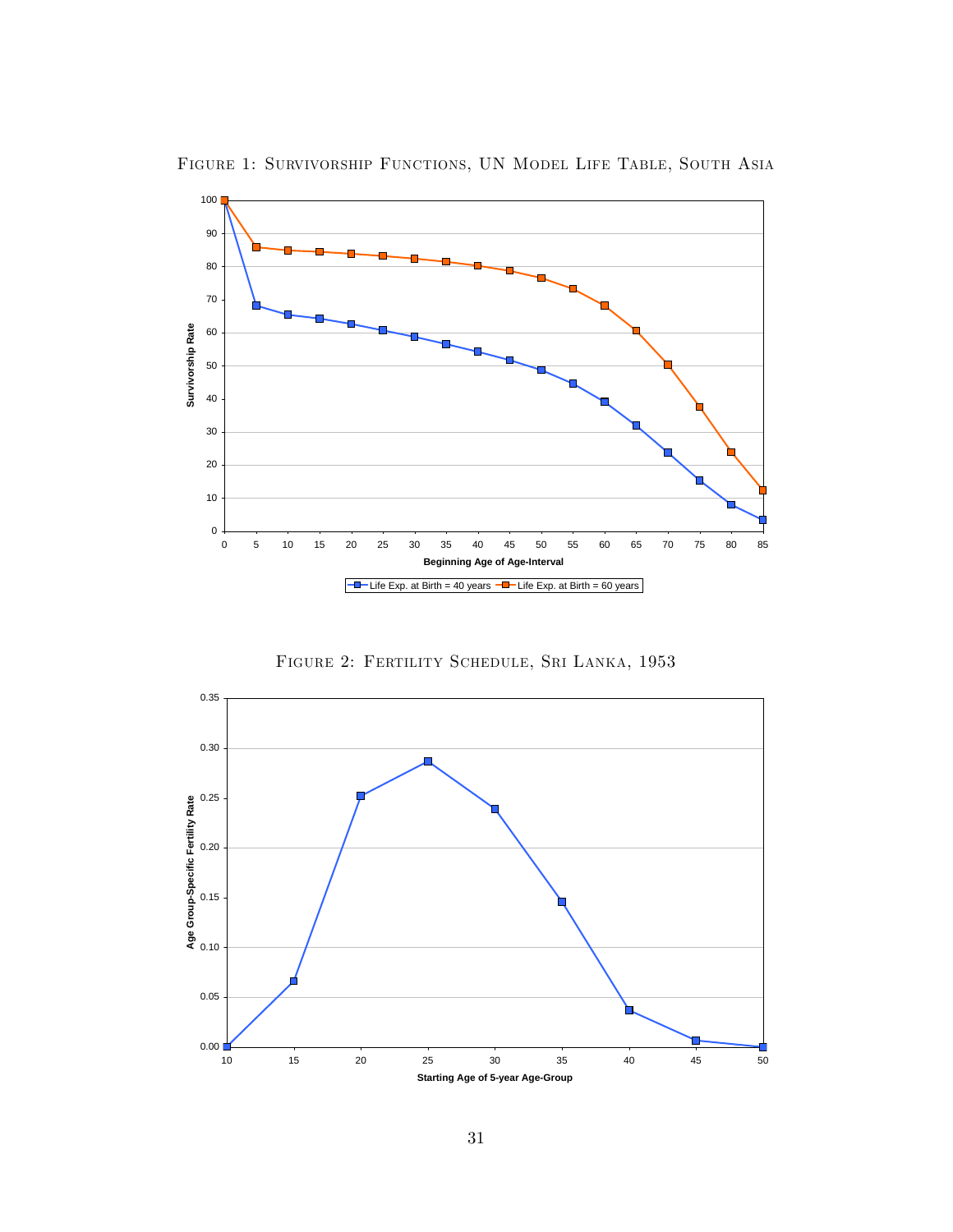Figure 1: Survivorship Functions, UN Model Life Table, South Asia

Figure 2: Fertility Schedule, Sri Lanka, 1953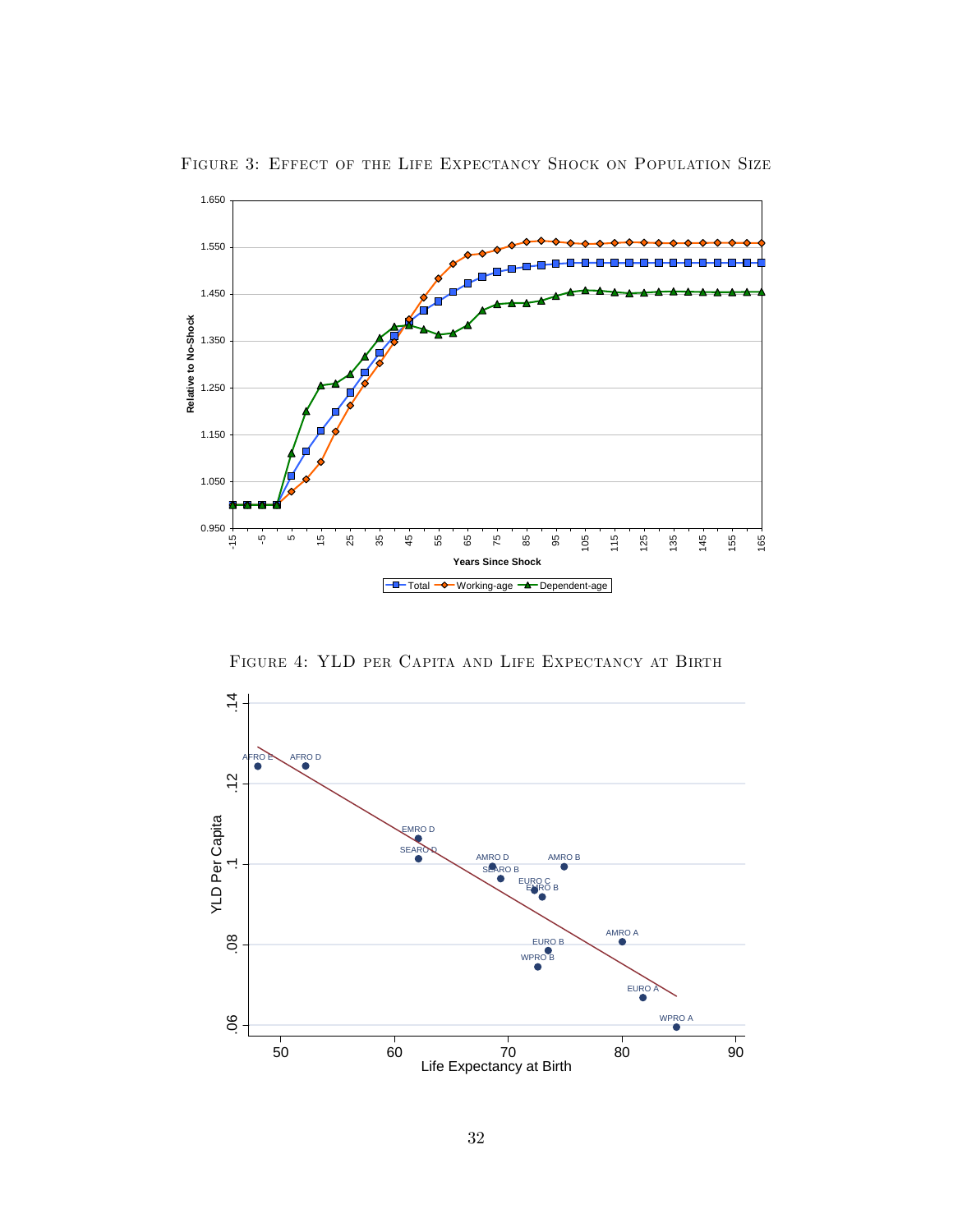Figure 3: Effect of the Life Expectancy Shock on Population Size

Figure 4: YLD per Capita and Life Expectancy at Birth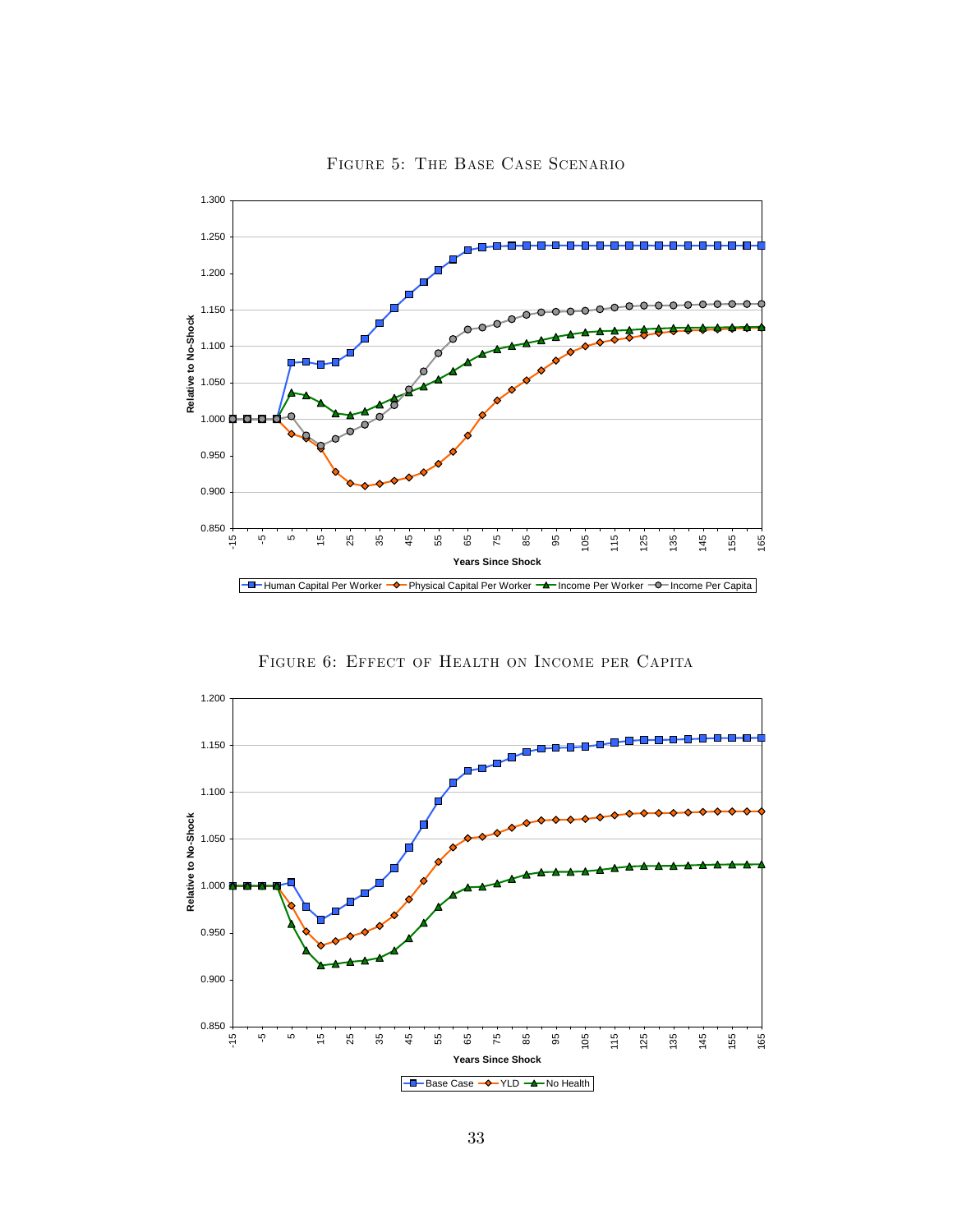Figure 5: The Base Case Scenario

Figure 6: Effect of Health on Income per Capita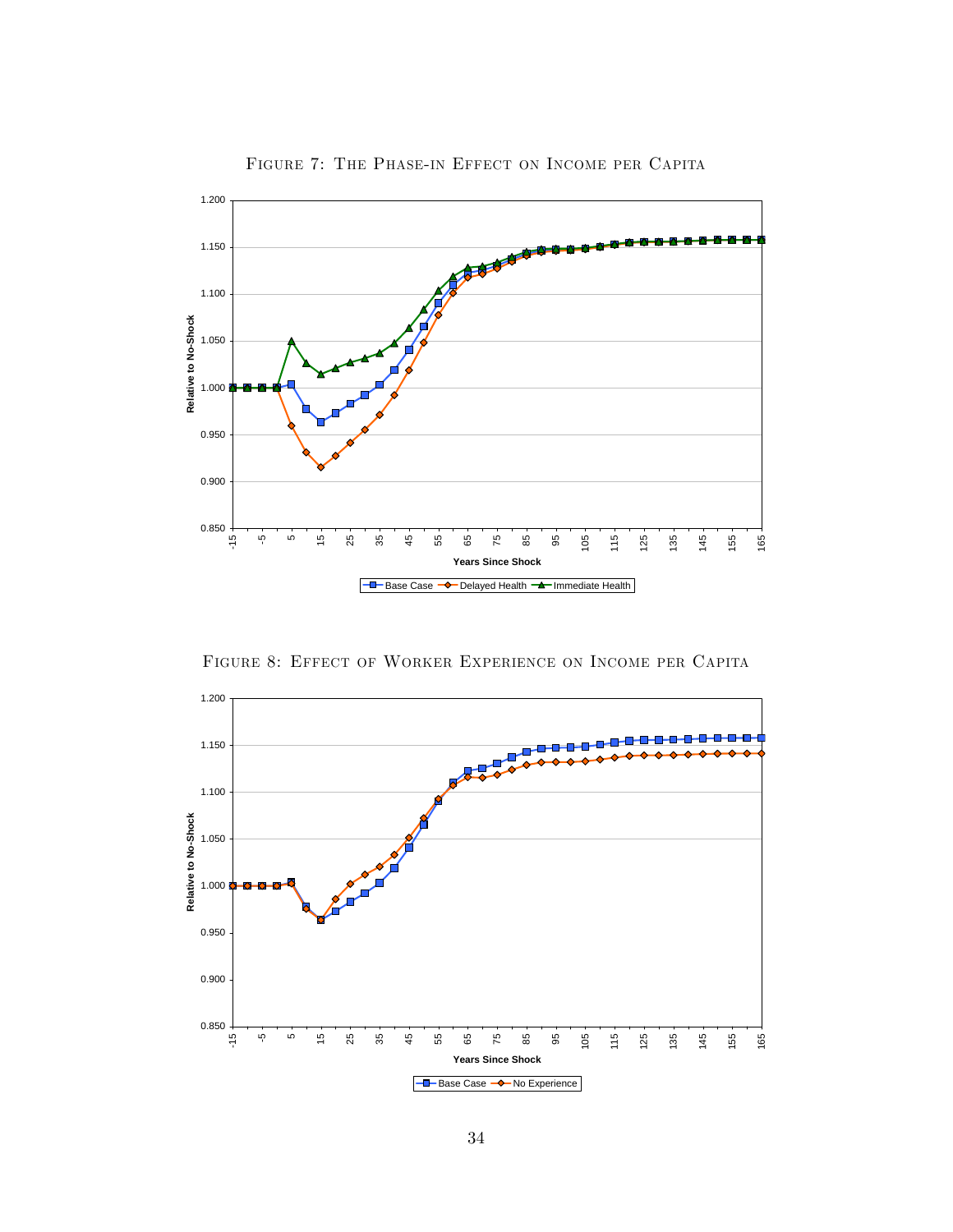Figure 7: The Phase-in Effect on Income per Capita

Figure 8: Effect of Worker Experience on Income per Capita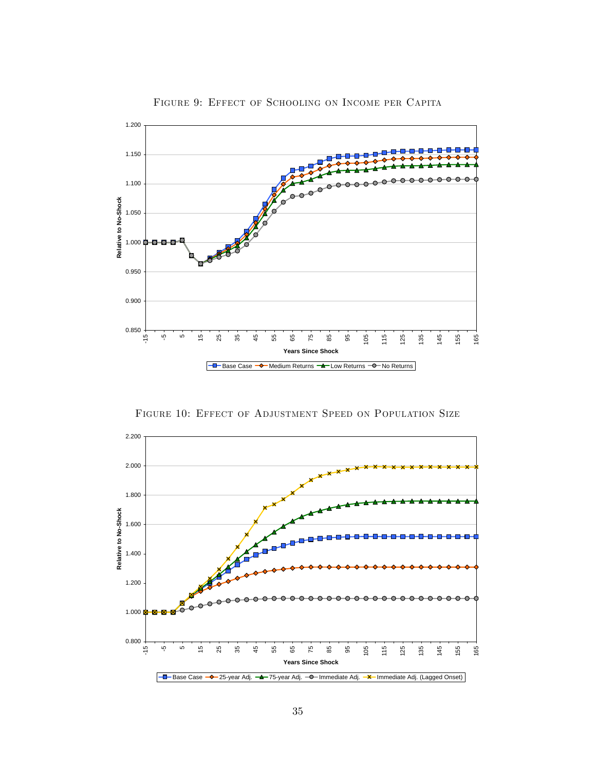Figure 9: Effect of Schooling on Income per Capita

Figure 10: Effect of Adjustment Speed on Population Size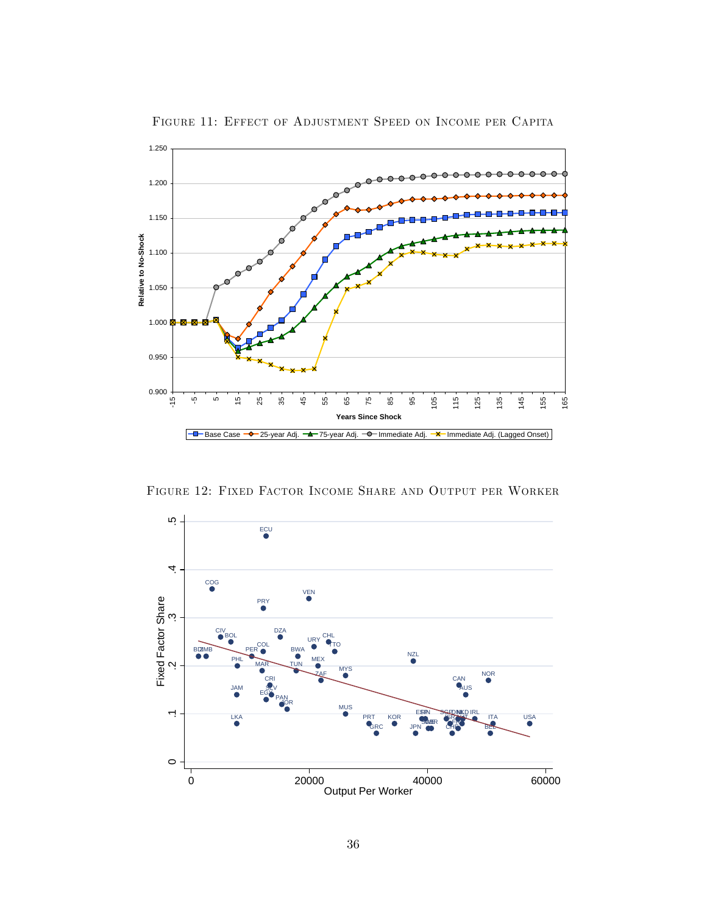Figure 11: Effect of Adjustment Speed on Income per Capita

Figure 12: Fixed Factor Income Share and Output per Worker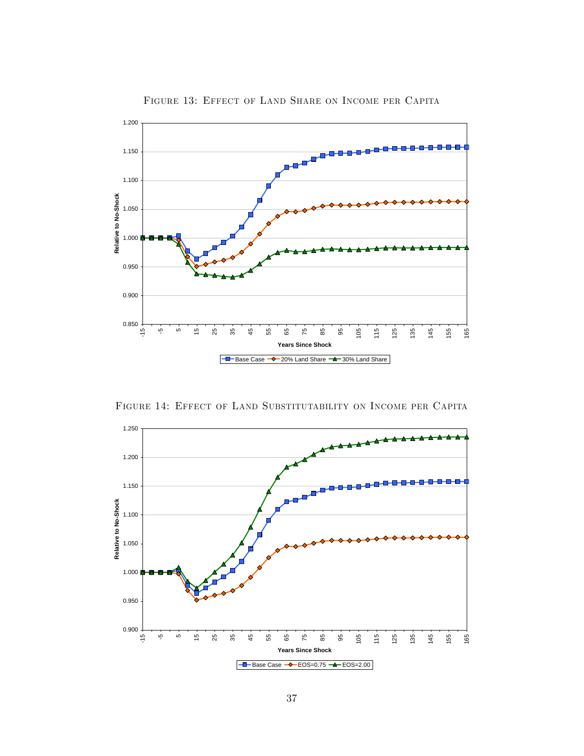Figure 13: Effect of Land Share on Income per Capita

Figure 14: Effect of Land Substitutability on Income per Capita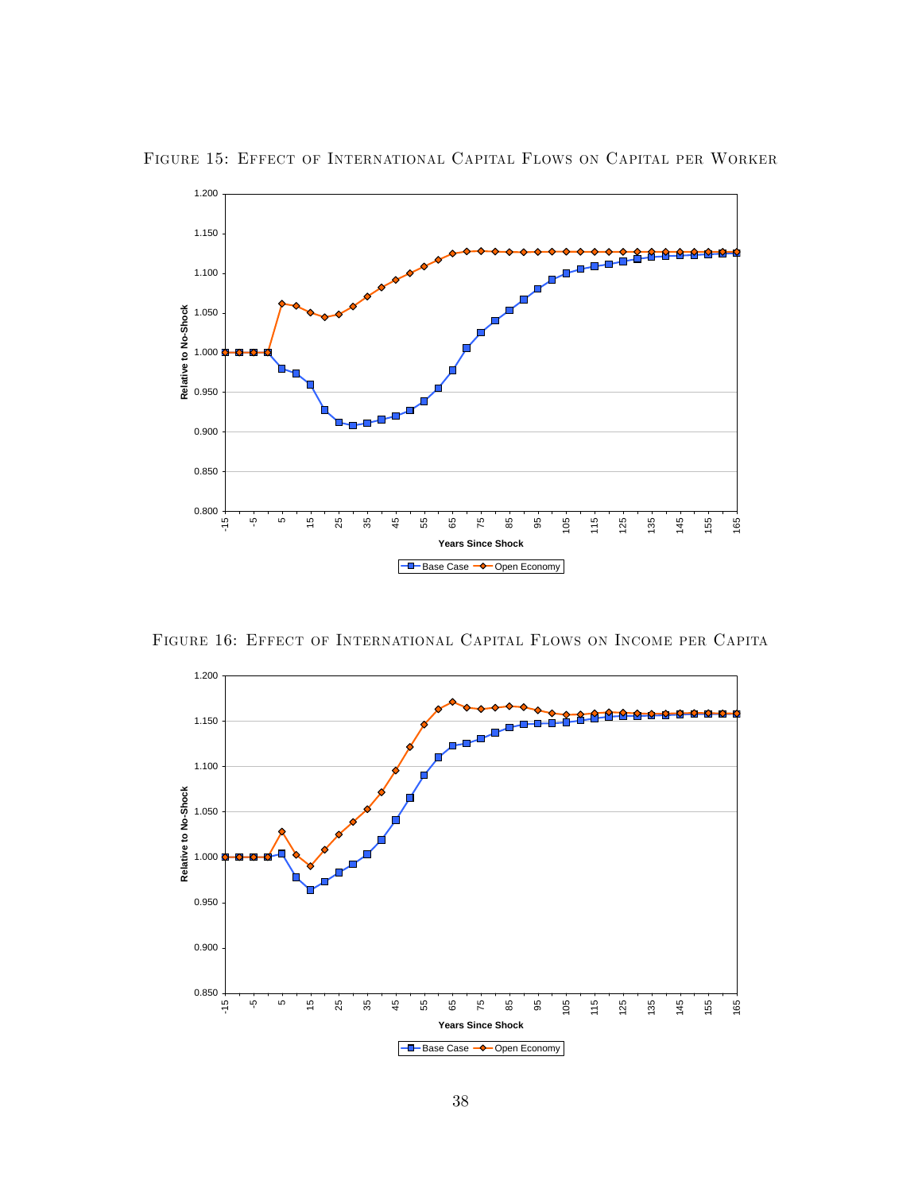Figure 15: Effect of International Capital Flows on Capital per Worker

Figure 16: Effect of International Capital Flows on Income per Capita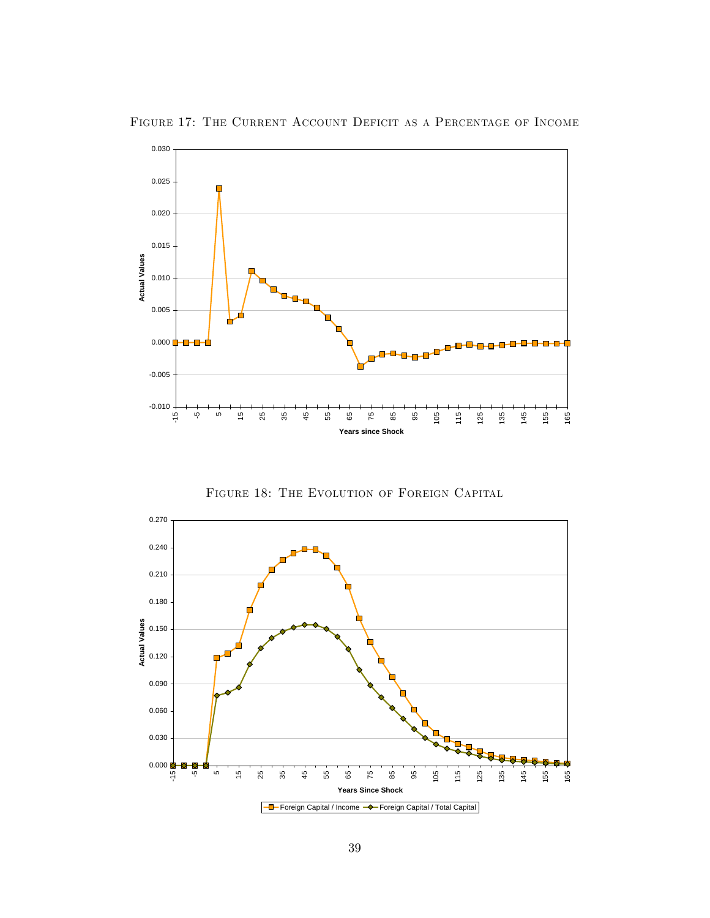Figure 17: The Current Account Deficit as a Percentage of Income

Figure 18: The Evolution of Foreign Capital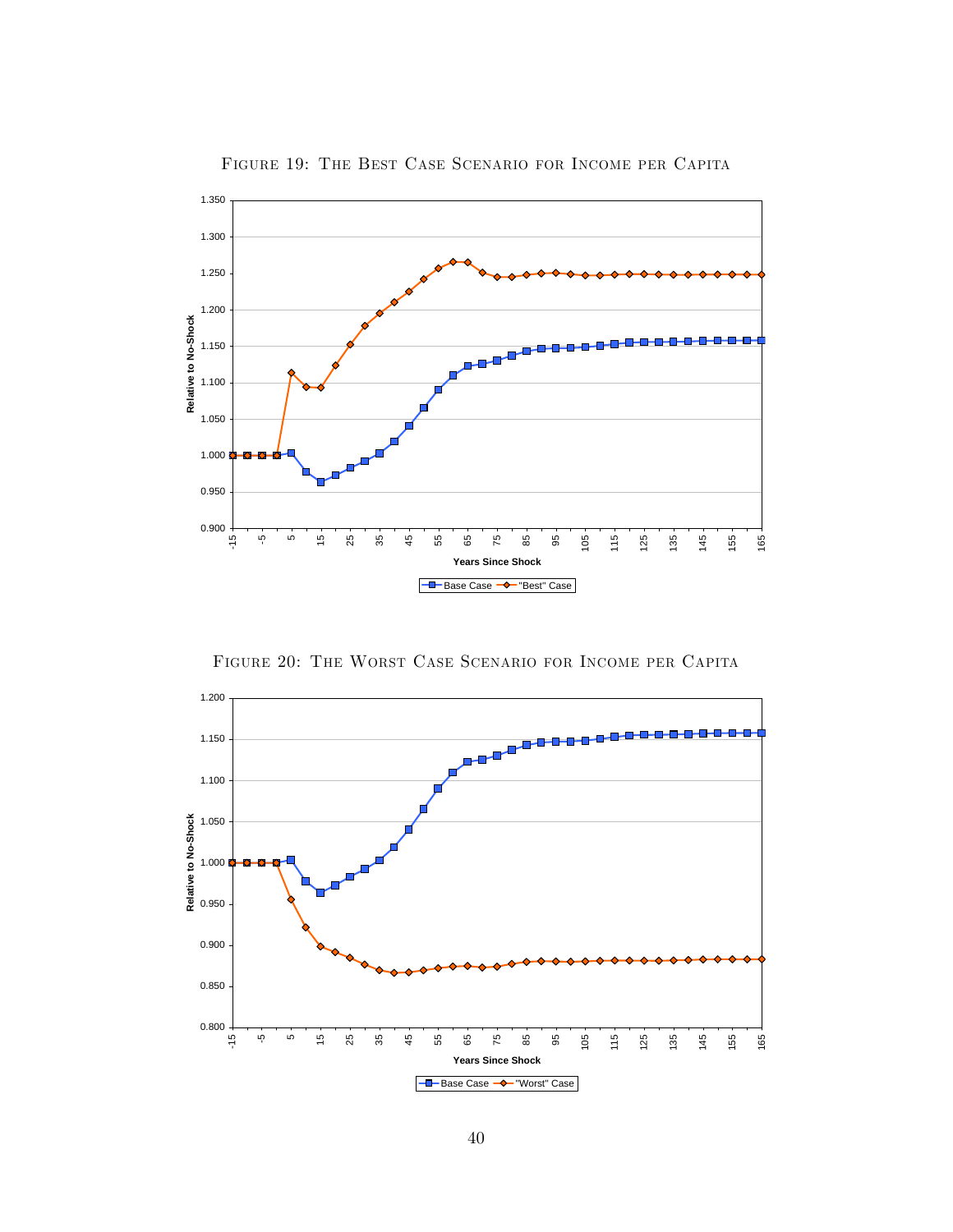Figure 19: The Best Case Scenario for Income per Capita

Figure 20: The Worst Case Scenario for Income per Capita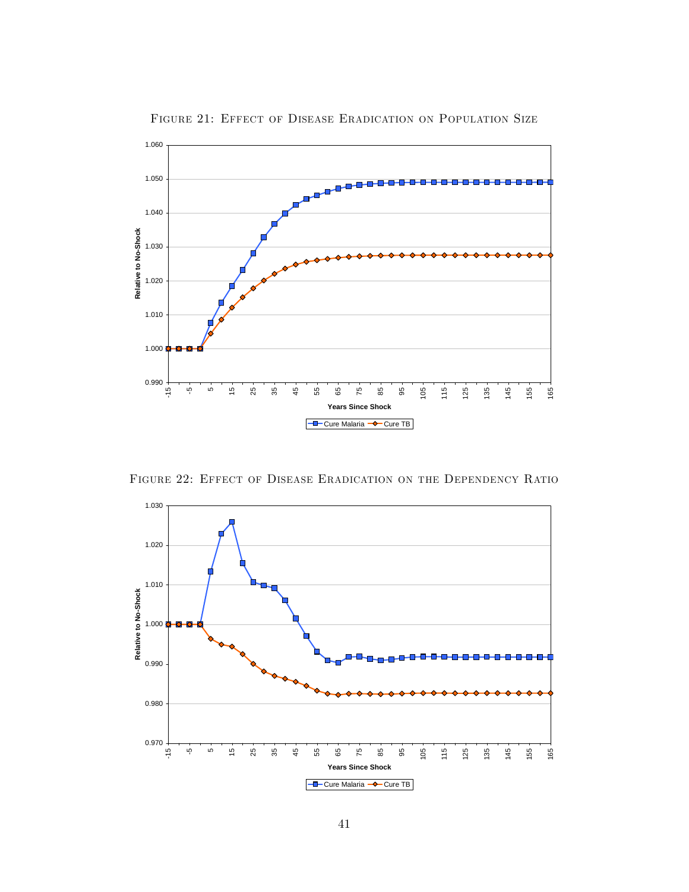Figure 21: Effect of Disease Eradication on Population Size

Figure 22: Effect of Disease Eradication on the Dependency Ratio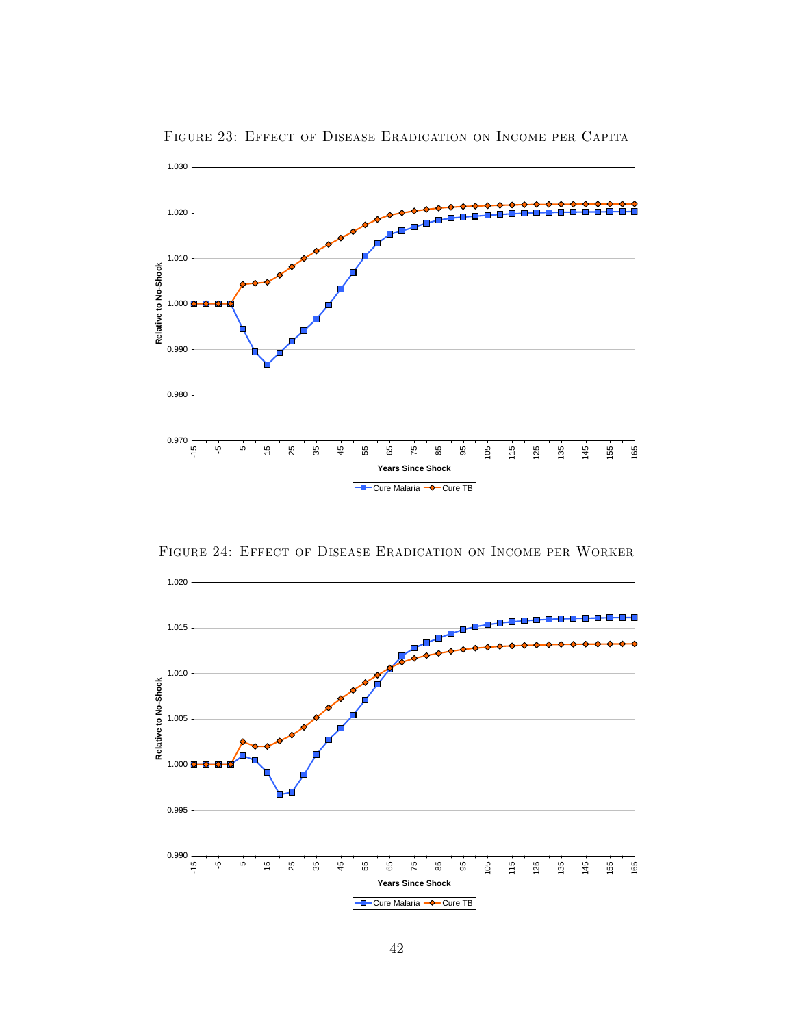Figure 23: Effect of Disease Eradication on Income per Capita

Figure 24: Effect of Disease Eradication on Income per Worker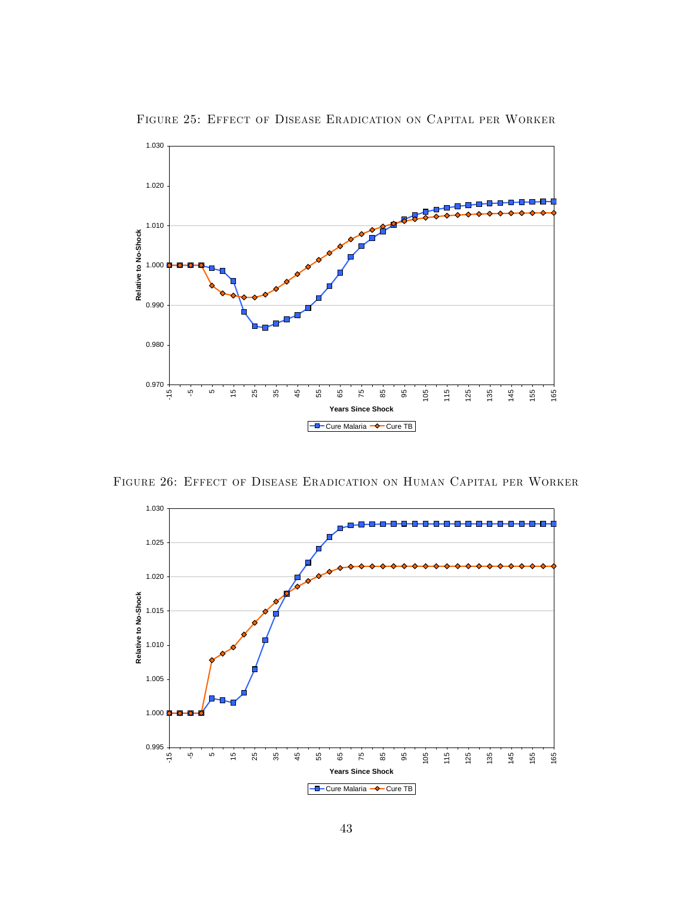Figure 25: Effect of Disease Eradication on Capital per Worker

Figure 26: Effect of Disease Eradication on Human Capital per Worker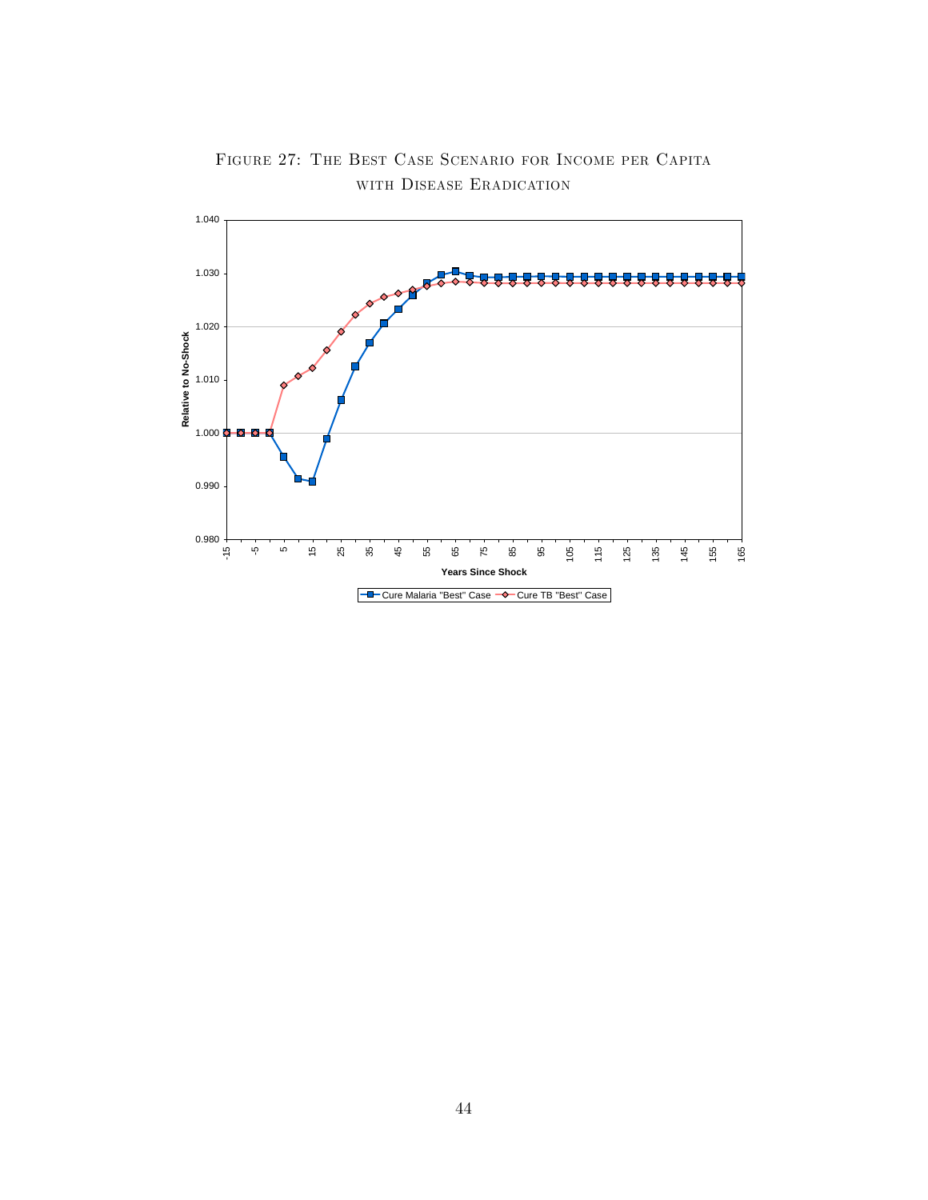Figure 27: The Best Case Scenario for Income per Capita with Disease Eradication

1.040
1.030
1.020
1.010
1.000
0.990
0.980

Relative to No-Shock

-15
-5
5
15
25
35
45
55
65
75
85
95
105
115
125
135
145
155
165

Years Since Shock

Cure Malaria "Best" Case
Cure TB "Best" Case